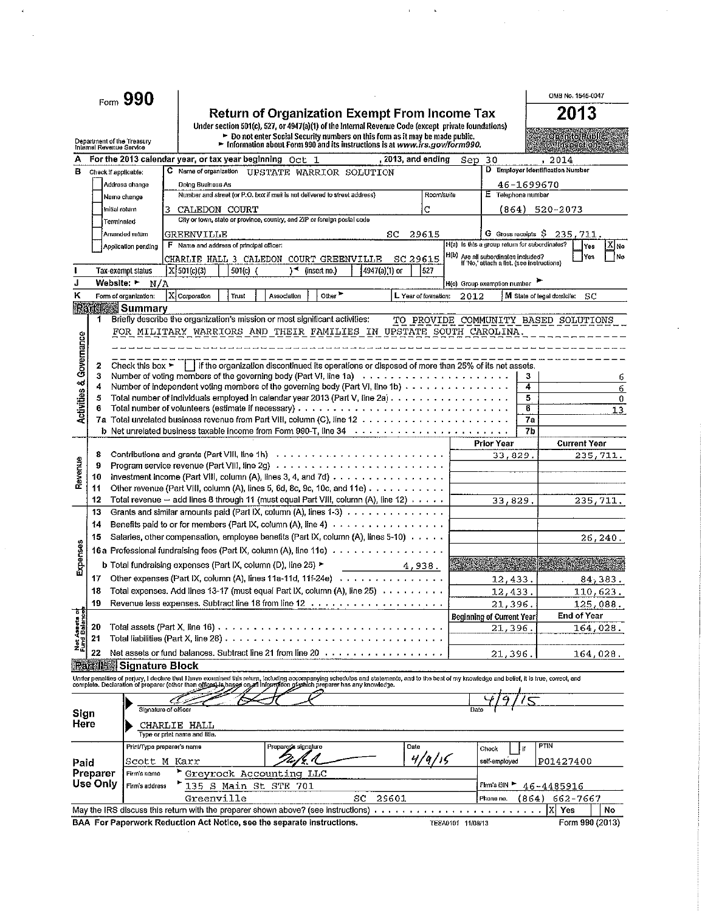Form **990**

# Return of Organization Exempt From Income Tax

Under section 501(c), 527, or 4947(a)(1) of the Internal Revenue Code (except private foundations)

► Do not enter Social Security numbers on this form as it may be made public.
► Information about Form 990 and its instructions is at *www.irs.gov/form990*.

Department of the Treasury
Internal Revenue Service

OMB No. 1545-0047

**2013**

Open to Public Inspection

**A** For the 2013 calendar year, or tax year beginning Oct 1, 2013, and ending Sep 30, 2014

**B** Check if applicable:
- Address change
- Name change
- Initial return
- Terminated
- Amended return
- Application pending

**C** Name of organization: UPSTATE WARRIOR SOLUTION

Doing Business As

Number and street (or P.O. box if mail is not delivered to street address): 3 CALEDON COURT — Room/suite: C

City or town, state or province, country, and ZIP or foreign postal code: GREENVILLE SC 29615

**D** Employer Identification Number: 46-1699670

**E** Telephone number: (864) 520-2073

**G** Gross receipts $ 235,711.

**F** Name and address of principal officer: CHARLIE HALL 3 CALEDON COURT GREENVILLE SC 29615

H(a) Is this a group return for subordinates? [ ] Yes [X] No

H(b) Are all subordinates included? [ ] Yes [ ] No
If 'No,' attach a list. (see instructions)

**I** Tax-exempt status: [X] 501(c)(3) [ ] 501(c) ( ) ◄ (insert no.) [ ] 4947(a)(1) or [ ] 527

**J** Website: ► N/A

H(c) Group exemption number ►

**K** Form of organization: [X] Corporation [ ] Trust [ ] Association [ ] Other ►

**L** Year of formation: 2012

**M** State of legal domicile: SC

## Part I Summary

**Activities & Governance**

1 Briefly describe the organization's mission or most significant activities: TO PROVIDE COMMUNITY BASED SOLUTIONS FOR MILITARY WARRIORS AND THEIR FAMILIES IN UPSTATE SOUTH CAROLINA.

2 Check this box ► [ ] if the organization discontinued its operations or disposed of more than 25% of its net assets.

| | | | |
|---|---|---|---|
| 3 | Number of voting members of the governing body (Part VI, line 1a) | 3 | 6 |
| 4 | Number of independent voting members of the governing body (Part VI, line 1b) | 4 | 6 |
| 5 | Total number of individuals employed in calendar year 2013 (Part V, line 2a) | 5 | 0 |
| 6 | Total number of volunteers (estimate if necessary) | 6 | 13 |
| 7a | Total unrelated business revenue from Part VIII, column (C), line 12 | 7a | |
| b | Net unrelated business taxable income from Form 990-T, line 34 | 7b | |

| | | | Prior Year | Current Year |
|---|---|---|---|---|
| **Revenue** | 8 | Contributions and grants (Part VIII, line 1h) | 33,829. | 235,711. |
| | 9 | Program service revenue (Part VIII, line 2g) | | |
| | 10 | Investment income (Part VIII, column (A), lines 3, 4, and 7d) | | |
| | 11 | Other revenue (Part VIII, column (A), lines 5, 6d, 8c, 9c, 10c, and 11e) | | |
| | 12 | Total revenue – add lines 8 through 11 (must equal Part VIII, column (A), line 12) | 33,829. | 235,711. |
| **Expenses** | 13 | Grants and similar amounts paid (Part IX, column (A), lines 1-3) | | |
| | 14 | Benefits paid to or for members (Part IX, column (A), line 4) | | |
| | 15 | Salaries, other compensation, employee benefits (Part IX, column (A), lines 5-10) | | 26,240. |
| | 16a | Professional fundraising fees (Part IX, column (A), line 11e) | | |
| | b | Total fundraising expenses (Part IX, column (D), line 25) ► 4,938. | | |
| | 17 | Other expenses (Part IX, column (A), lines 11a-11d, 11f-24e) | 12,433. | 84,383. |
| | 18 | Total expenses. Add lines 13-17 (must equal Part IX, column (A), line 25) | 12,433. | 110,623. |
| | 19 | Revenue less expenses. Subtract line 18 from line 12 | 21,396. | 125,088. |
| | | | **Beginning of Current Year** | **End of Year** |
| **Net Assets or Fund Balances** | 20 | Total assets (Part X, line 16) | 21,396. | 164,028. |
| | 21 | Total liabilities (Part X, line 26) | | |
| | 22 | Net assets or fund balances. Subtract line 21 from line 20 | 21,396. | 164,028. |

## Part II Signature Block

Under penalties of perjury, I declare that I have examined this return, including accompanying schedules and statements, and to the best of my knowledge and belief, it is true, correct, and complete. Declaration of preparer (other than officer) is based on all information of which preparer has any knowledge.

**Sign Here**

Signature of officer — Date: 4/9/15

CHARLIE HALL
Type or print name and title.

**Paid Preparer Use Only**

| Print/Type preparer's name | Preparer's signature | Date | Check [ ] if self-employed | PTIN |
|---|---|---|---|---|
| Scott M Karr | | 4/9/15 | | P01427400 |

Firm's name ► Greyrock Accounting LLC — Firm's EIN ► 46-4485916

Firm's address ► 135 S Main St STE 701, Greenville SC 29601 — Phone no. (864) 662-7667

May the IRS discuss this return with the preparer shown above? (see instructions) [X] Yes [ ] No

BAA For Paperwork Reduction Act Notice, see the separate instructions. TEEA0101 11/08/13 Form 990 (2013)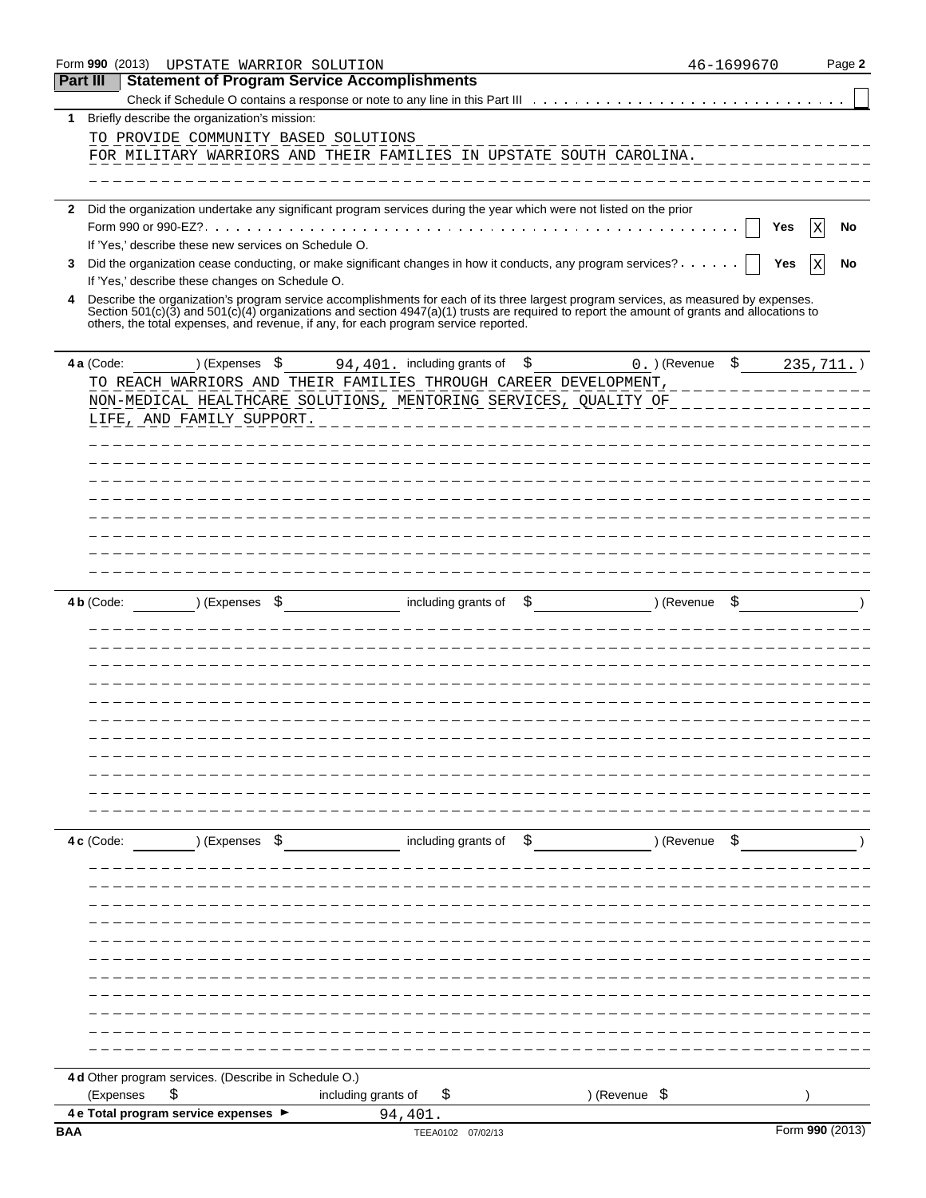Form **990** (2013) UPSTATE WARRIOR SOLUTION 46-1699670 Page **2**

## Part III Statement of Program Service Accomplishments

Check if Schedule O contains a response or note to any line in this Part III ☐

**1** Briefly describe the organization's mission:

TO PROVIDE COMMUNITY BASED SOLUTIONS FOR MILITARY WARRIORS AND THEIR FAMILIES IN UPSTATE SOUTH CAROLINA.

**2** Did the organization undertake any significant program services during the year which were not listed on the prior Form 990 or 990-EZ? ☐ Yes ☒ No

If 'Yes,' describe these new services on Schedule O.

**3** Did the organization cease conducting, or make significant changes in how it conducts, any program services? ☐ Yes ☒ No

If 'Yes,' describe these changes on Schedule O.

**4** Describe the organization's program service accomplishments for each of its three largest program services, as measured by expenses. Section 501(c)(3) and 501(c)(4) organizations and section 4947(a)(1) trusts are required to report the amount of grants and allocations to others, the total expenses, and revenue, if any, for each program service reported.

**4 a** (Code: ) (Expenses $ 94,401. including grants of $ 0. ) (Revenue $ 235,711. )

TO REACH WARRIORS AND THEIR FAMILIES THROUGH CAREER DEVELOPMENT, NON-MEDICAL HEALTHCARE SOLUTIONS, MENTORING SERVICES, QUALITY OF LIFE, AND FAMILY SUPPORT.

**4 b** (Code: ) (Expenses $ including grants of $ ) (Revenue $ )

**4 c** (Code: ) (Expenses $ including grants of $ ) (Revenue $ )

**4 d** Other program services. (Describe in Schedule O.)

(Expenses $ including grants of $ ) (Revenue $ )

**4 e Total program service expenses** ► 94,401.

BAA TEEA0102 07/02/13 Form **990** (2013)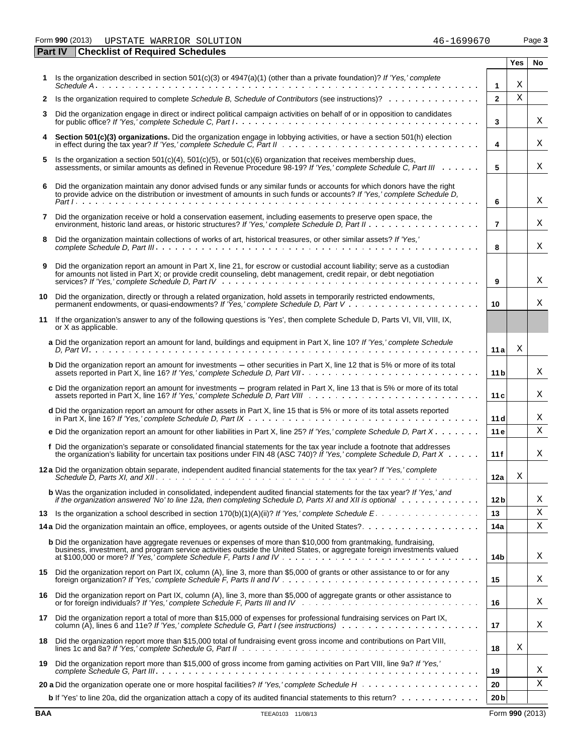Form **990** (2013) UPSTATE WARRIOR SOLUTION 46-1699670 Page **3**

## Part IV Checklist of Required Schedules

| | | | Yes | No |
|---|---|---|---|---|
| **1** | Is the organization described in section 501(c)(3) or 4947(a)(1) (other than a private foundation)? *If 'Yes,' complete Schedule A* | **1** | X | |
| **2** | Is the organization required to complete *Schedule B, Schedule of Contributors* (see instructions)? | **2** | X | |
| **3** | Did the organization engage in direct or indirect political campaign activities on behalf of or in opposition to candidates for public office? *If 'Yes,' complete Schedule C, Part I* | **3** | | X |
| **4** | **Section 501(c)(3) organizations.** Did the organization engage in lobbying activities, or have a section 501(h) election in effect during the tax year? *If 'Yes,' complete Schedule C, Part II* | **4** | | X |
| **5** | Is the organization a section 501(c)(4), 501(c)(5), or 501(c)(6) organization that receives membership dues, assessments, or similar amounts as defined in Revenue Procedure 98-19? *If 'Yes,' complete Schedule C, Part III* | **5** | | X |
| **6** | Did the organization maintain any donor advised funds or any similar funds or accounts for which donors have the right to provide advice on the distribution or investment of amounts in such funds or accounts? *If 'Yes,' complete Schedule D, Part I* | **6** | | X |
| **7** | Did the organization receive or hold a conservation easement, including easements to preserve open space, the environment, historic land areas, or historic structures? *If 'Yes,' complete Schedule D, Part II* | **7** | | X |
| **8** | Did the organization maintain collections of works of art, historical treasures, or other similar assets? *If 'Yes,' complete Schedule D, Part III* | **8** | | X |
| **9** | Did the organization report an amount in Part X, line 21, for escrow or custodial account liability; serve as a custodian for amounts not listed in Part X; or provide credit counseling, debt management, credit repair, or debt negotiation services? *If 'Yes,' complete Schedule D, Part IV* | **9** | | X |
| **10** | Did the organization, directly or through a related organization, hold assets in temporarily restricted endowments, permanent endowments, or quasi-endowments? *If 'Yes,' complete Schedule D, Part V* | **10** | | X |
| **11** | If the organization's answer to any of the following questions is 'Yes', then complete Schedule D, Parts VI, VII, VIII, IX, or X as applicable. | | | |
| | **a** Did the organization report an amount for land, buildings and equipment in Part X, line 10? *If 'Yes,' complete Schedule D, Part VI* | **11a** | X | |
| | **b** Did the organization report an amount for investments — other securities in Part X, line 12 that is 5% or more of its total assets reported in Part X, line 16? *If 'Yes,' complete Schedule D, Part VII* | **11b** | | X |
| | **c** Did the organization report an amount for investments — program related in Part X, line 13 that is 5% or more of its total assets reported in Part X, line 16? *If 'Yes,' complete Schedule D, Part VIII* | **11c** | | X |
| | **d** Did the organization report an amount for other assets in Part X, line 15 that is 5% or more of its total assets reported in Part X, line 16? *If 'Yes,' complete Schedule D, Part IX* | **11d** | | X |
| | **e** Did the organization report an amount for other liabilities in Part X, line 25? *If 'Yes,' complete Schedule D, Part X* | **11e** | | X |
| | **f** Did the organization's separate or consolidated financial statements for the tax year include a footnote that addresses the organization's liability for uncertain tax positions under FIN 48 (ASC 740)? *If 'Yes,' complete Schedule D, Part X* | **11f** | | X |
| **12a** | Did the organization obtain separate, independent audited financial statements for the tax year? *If 'Yes,' complete Schedule D, Parts XI, and XII* | **12a** | X | |
| | **b** Was the organization included in consolidated, independent audited financial statements for the tax year? *If 'Yes,' and if the organization answered 'No' to line 12a, then completing Schedule D, Parts XI and XII is optional* | **12b** | | X |
| **13** | Is the organization a school described in section 170(b)(1)(A)(ii)? *If 'Yes,' complete Schedule E* | **13** | | X |
| **14a** | Did the organization maintain an office, employees, or agents outside of the United States? | **14a** | | X |
| | **b** Did the organization have aggregate revenues or expenses of more than $10,000 from grantmaking, fundraising, business, investment, and program service activities outside the United States, or aggregate foreign investments valued at $100,000 or more? *If 'Yes,' complete Schedule F, Parts I and IV* | **14b** | | X |
| **15** | Did the organization report on Part IX, column (A), line 3, more than $5,000 of grants or other assistance to or for any foreign organization? *If 'Yes,' complete Schedule F, Parts II and IV* | **15** | | X |
| **16** | Did the organization report on Part IX, column (A), line 3, more than $5,000 of aggregate grants or other assistance to or for foreign individuals? *If 'Yes,' complete Schedule F, Parts III and IV* | **16** | | X |
| **17** | Did the organization report a total of more than $15,000 of expenses for professional fundraising services on Part IX, column (A), lines 6 and 11e? *If 'Yes,' complete Schedule G, Part I (see instructions)* | **17** | | X |
| **18** | Did the organization report more than $15,000 total of fundraising event gross income and contributions on Part VIII, lines 1c and 8a? *If 'Yes,' complete Schedule G, Part II* | **18** | X | |
| **19** | Did the organization report more than $15,000 of gross income from gaming activities on Part VIII, line 9a? *If 'Yes,' complete Schedule G, Part III* | **19** | | X |
| **20a** | Did the organization operate one or more hospital facilities? *If 'Yes,' complete Schedule H* | **20** | | X |
| | **b** If 'Yes' to line 20a, did the organization attach a copy of its audited financial statements to this return? | **20b** | | |

**BAA** TEEA0103 11/08/13 Form **990** (2013)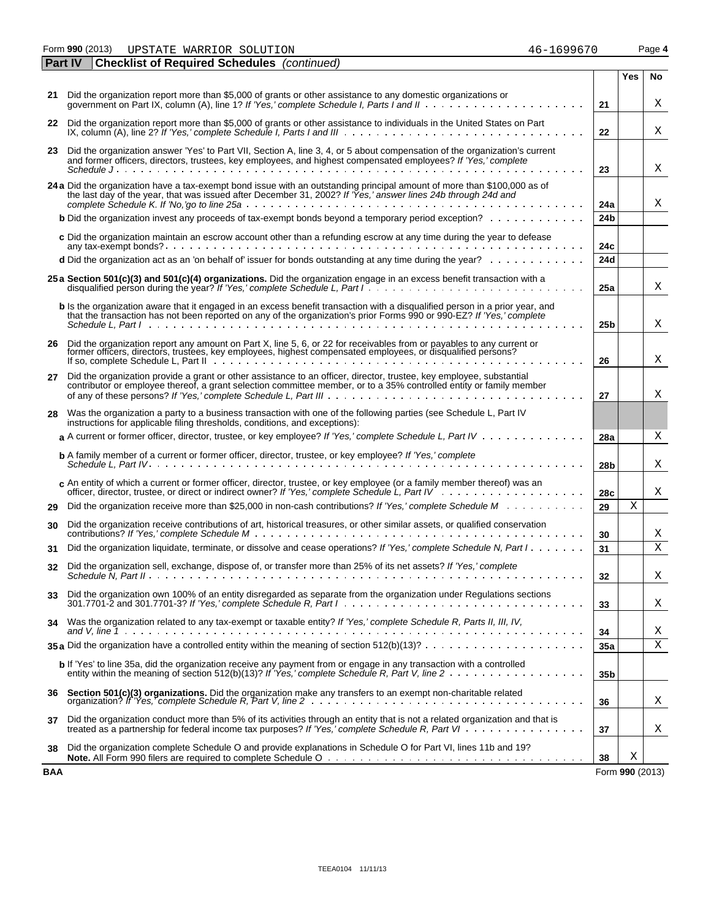Form **990** (2013)    UPSTATE WARRIOR SOLUTION    46-1699670

**Part IV  Checklist of Required Schedules** *(continued)*

| | | Line | Yes | No |
|---|---|---|---|---|
| **21** | Did the organization report more than $5,000 of grants or other assistance to any domestic organizations or government on Part IX, column (A), line 1? *If 'Yes,' complete Schedule I, Parts I and II* | 21 | | X |
| **22** | Did the organization report more than $5,000 of grants or other assistance to individuals in the United States on Part IX, column (A), line 2? *If 'Yes,' complete Schedule I, Parts I and III* | 22 | | X |
| **23** | Did the organization answer 'Yes' to Part VII, Section A, line 3, 4, or 5 about compensation of the organization's current and former officers, directors, trustees, key employees, and highest compensated employees? *If 'Yes,' complete Schedule J* | 23 | | X |
| **24a** | Did the organization have a tax-exempt bond issue with an outstanding principal amount of more than $100,000 as of the last day of the year, that was issued after December 31, 2002? *If 'Yes,' answer lines 24b through 24d and complete Schedule K. If 'No,'go to line 25a* | 24a | | X |
| **b** | Did the organization invest any proceeds of tax-exempt bonds beyond a temporary period exception? | 24b | | |
| **c** | Did the organization maintain an escrow account other than a refunding escrow at any time during the year to defease any tax-exempt bonds? | 24c | | |
| **d** | Did the organization act as an 'on behalf of' issuer for bonds outstanding at any time during the year? | 24d | | |
| **25a** | **Section 501(c)(3) and 501(c)(4) organizations.** Did the organization engage in an excess benefit transaction with a disqualified person during the year? *If 'Yes,' complete Schedule L, Part I* | 25a | | X |
| **b** | Is the organization aware that it engaged in an excess benefit transaction with a disqualified person in a prior year, and that the transaction has not been reported on any of the organization's prior Forms 990 or 990-EZ? *If 'Yes,' complete Schedule L, Part I* | 25b | | X |
| **26** | Did the organization report any amount on Part X, line 5, 6, or 22 for receivables from or payables to any current or former officers, directors, trustees, key employees, highest compensated employees, or disqualified persons? If so, complete Schedule L, Part II | 26 | | X |
| **27** | Did the organization provide a grant or other assistance to an officer, director, trustee, key employee, substantial contributor or employee thereof, a grant selection committee member, or to a 35% controlled entity or family member of any of these persons? *If 'Yes,' complete Schedule L, Part III* | 27 | | X |
| **28** | Was the organization a party to a business transaction with one of the following parties (see Schedule L, Part IV instructions for applicable filing thresholds, conditions, and exceptions): | | | |
| **a** | A current or former officer, director, trustee, or key employee? *If 'Yes,' complete Schedule L, Part IV* | 28a | | X |
| **b** | A family member of a current or former officer, director, trustee, or key employee? *If 'Yes,' complete Schedule L, Part IV* | 28b | | X |
| **c** | An entity of which a current or former officer, director, trustee, or key employee (or a family member thereof) was an officer, director, trustee, or direct or indirect owner? *If 'Yes,' complete Schedule L, Part IV* | 28c | | X |
| **29** | Did the organization receive more than $25,000 in non-cash contributions? *If 'Yes,' complete Schedule M* | 29 | X | |
| **30** | Did the organization receive contributions of art, historical treasures, or other similar assets, or qualified conservation contributions? *If 'Yes,' complete Schedule M* | 30 | | X |
| **31** | Did the organization liquidate, terminate, or dissolve and cease operations? *If 'Yes,' complete Schedule N, Part I* | 31 | | X |
| **32** | Did the organization sell, exchange, dispose of, or transfer more than 25% of its net assets? *If 'Yes,' complete Schedule N, Part II* | 32 | | X |
| **33** | Did the organization own 100% of an entity disregarded as separate from the organization under Regulations sections 301.7701-2 and 301.7701-3? *If 'Yes,' complete Schedule R, Part I* | 33 | | X |
| **34** | Was the organization related to any tax-exempt or taxable entity? *If 'Yes,' complete Schedule R, Parts II, III, IV, and V, line 1* | 34 | | X |
| **35a** | Did the organization have a controlled entity within the meaning of section 512(b)(13)? | 35a | | X |
| **b** | If 'Yes' to line 35a, did the organization receive any payment from or engage in any transaction with a controlled entity within the meaning of section 512(b)(13)? *If 'Yes,' complete Schedule R, Part V, line 2* | 35b | | |
| **36** | **Section 501(c)(3) organizations.** Did the organization make any transfers to an exempt non-charitable related organization? *If 'Yes,' complete Schedule R, Part V, line 2* | 36 | | X |
| **37** | Did the organization conduct more than 5% of its activities through an entity that is not a related organization and that is treated as a partnership for federal income tax purposes? *If 'Yes,' complete Schedule R, Part VI* | 37 | | X |
| **38** | Did the organization complete Schedule O and provide explanations in Schedule O for Part VI, lines 11b and 19? **Note.** All Form 990 filers are required to complete Schedule O | 38 | X | |

**BAA**    Form **990** (2013)

TEEA0104 11/11/13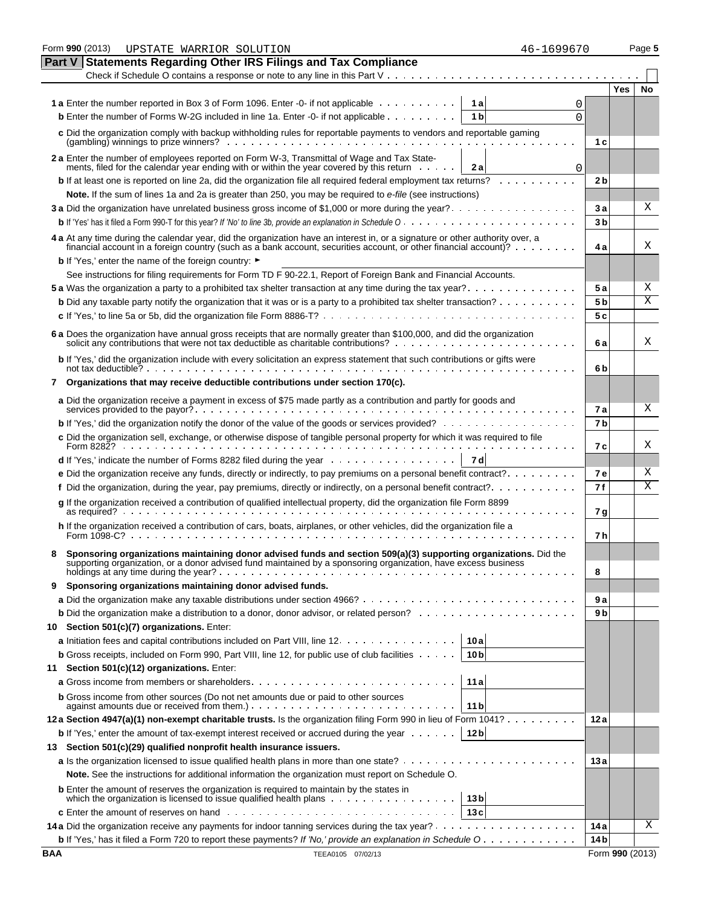Form **990** (2013) UPSTATE WARRIOR SOLUTION 46-1699670 Page **5**

## Part V Statements Regarding Other IRS Filings and Tax Compliance

Check if Schedule O contains a response or note to any line in this Part V . . . . . . . . . . . . . . . . . . . . . . . . . . . . . . . . . . ☐

| | | | Line | Yes | No |
|---|---|---|---|---|---|
| **1 a** Enter the number reported in Box 3 of Form 1096. Enter -0- if not applicable | **1 a** | 0 | | | |
| **b** Enter the number of Forms W-2G included in line 1a. Enter -0- if not applicable | **1 b** | 0 | | | |
| **c** Did the organization comply with backup withholding rules for reportable payments to vendors and reportable gaming (gambling) winnings to prize winners? | | | **1 c** | | |
| **2 a** Enter the number of employees reported on Form W-3, Transmittal of Wage and Tax Statements, filed for the calendar year ending with or within the year covered by this return | **2 a** | 0 | | | |
| **b** If at least one is reported on line 2a, did the organization file all required federal employment tax returns? | | | **2 b** | | |
| **Note.** If the sum of lines 1a and 2a is greater than 250, you may be required to *e-file* (see instructions) | | | | | |
| **3 a** Did the organization have unrelated business gross income of $1,000 or more during the year? | | | **3 a** | | X |
| **b** If 'Yes' has it filed a Form 990-T for this year? *If 'No' to line 3b, provide an explanation in Schedule O* | | | **3 b** | | |
| **4 a** At any time during the calendar year, did the organization have an interest in, or a signature or other authority over, a financial account in a foreign country (such as a bank account, securities account, or other financial account)? | | | **4 a** | | X |
| **b** If 'Yes,' enter the name of the foreign country: ► | | | | | |
| See instructions for filing requirements for Form TD F 90-22.1, Report of Foreign Bank and Financial Accounts. | | | | | |
| **5 a** Was the organization a party to a prohibited tax shelter transaction at any time during the tax year? | | | **5 a** | | X |
| **b** Did any taxable party notify the organization that it was or is a party to a prohibited tax shelter transaction? | | | **5 b** | | X |
| **c** If 'Yes,' to line 5a or 5b, did the organization file Form 8886-T? | | | **5 c** | | |
| **6 a** Does the organization have annual gross receipts that are normally greater than $100,000, and did the organization solicit any contributions that were not tax deductible as charitable contributions? | | | **6 a** | | X |
| **b** If 'Yes,' did the organization include with every solicitation an express statement that such contributions or gifts were not tax deductible? | | | **6 b** | | |
| **7 Organizations that may receive deductible contributions under section 170(c).** | | | | | |
| **a** Did the organization receive a payment in excess of $75 made partly as a contribution and partly for goods and services provided to the payor? | | | **7 a** | | X |
| **b** If 'Yes,' did the organization notify the donor of the value of the goods or services provided? | | | **7 b** | | |
| **c** Did the organization sell, exchange, or otherwise dispose of tangible personal property for which it was required to file Form 8282? | | | **7 c** | | X |
| **d** If 'Yes,' indicate the number of Forms 8282 filed during the year | **7 d** | | | | |
| **e** Did the organization receive any funds, directly or indirectly, to pay premiums on a personal benefit contract? | | | **7 e** | | X |
| **f** Did the organization, during the year, pay premiums, directly or indirectly, on a personal benefit contract? | | | **7 f** | | X |
| **g** If the organization received a contribution of qualified intellectual property, did the organization file Form 8899 as required? | | | **7 g** | | |
| **h** If the organization received a contribution of cars, boats, airplanes, or other vehicles, did the organization file a Form 1098-C? | | | **7 h** | | |
| **8 Sponsoring organizations maintaining donor advised funds and section 509(a)(3) supporting organizations.** Did the supporting organization, or a donor advised fund maintained by a sponsoring organization, have excess business holdings at any time during the year? | | | **8** | | |
| **9 Sponsoring organizations maintaining donor advised funds.** | | | | | |
| **a** Did the organization make any taxable distributions under section 4966? | | | **9 a** | | |
| **b** Did the organization make a distribution to a donor, donor advisor, or related person? | | | **9 b** | | |
| **10 Section 501(c)(7) organizations.** Enter: | | | | | |
| **a** Initiation fees and capital contributions included on Part VIII, line 12 | **10 a** | | | | |
| **b** Gross receipts, included on Form 990, Part VIII, line 12, for public use of club facilities | **10 b** | | | | |
| **11 Section 501(c)(12) organizations.** Enter: | | | | | |
| **a** Gross income from members or shareholders | **11 a** | | | | |
| **b** Gross income from other sources (Do not net amounts due or paid to other sources against amounts due or received from them.) | **11 b** | | | | |
| **12 a Section 4947(a)(1) non-exempt charitable trusts.** Is the organization filing Form 990 in lieu of Form 1041? | | | **12 a** | | |
| **b** If 'Yes,' enter the amount of tax-exempt interest received or accrued during the year | **12 b** | | | | |
| **13 Section 501(c)(29) qualified nonprofit health insurance issuers.** | | | | | |
| **a** Is the organization licensed to issue qualified health plans in more than one state? | | | **13 a** | | |
| **Note.** See the instructions for additional information the organization must report on Schedule O. | | | | | |
| **b** Enter the amount of reserves the organization is required to maintain by the states in which the organization is licensed to issue qualified health plans | **13 b** | | | | |
| **c** Enter the amount of reserves on hand | **13 c** | | | | |
| **14 a** Did the organization receive any payments for indoor tanning services during the tax year? | | | **14 a** | | X |
| **b** If 'Yes,' has it filed a Form 720 to report these payments? *If 'No,' provide an explanation in Schedule O* | | | **14 b** | | |

**BAA** TEEA0105 07/02/13 Form **990** (2013)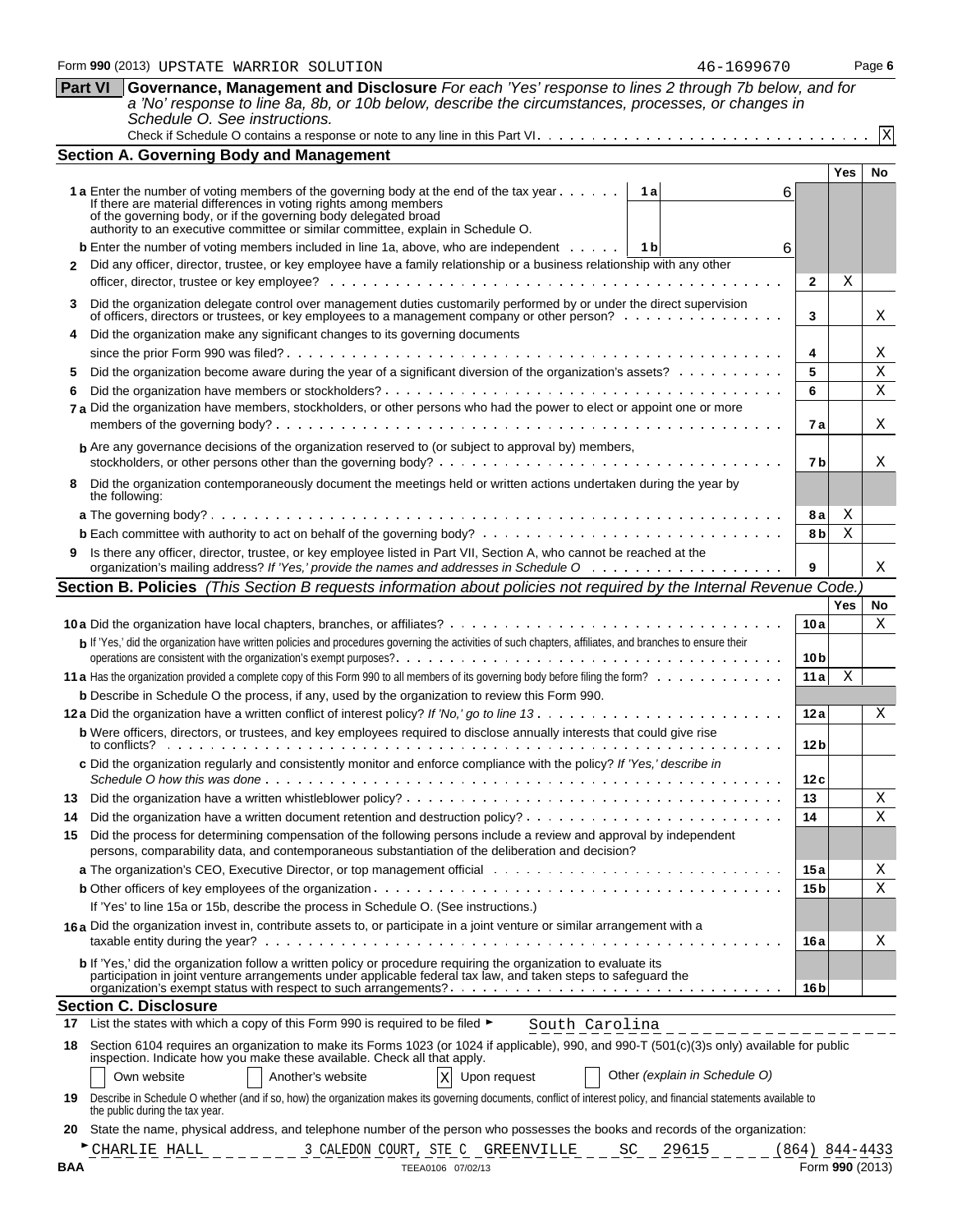Form **990** (2013) UPSTATE WARRIOR SOLUTION 46-1699670 Page **6**

## Part VI Governance, Management and Disclosure

*For each 'Yes' response to lines 2 through 7b below, and for a 'No' response to line 8a, 8b, or 10b below, describe the circumstances, processes, or changes in Schedule O. See instructions.*

Check if Schedule O contains a response or note to any line in this Part VI. . . . . . . . . . . . . . . . . . . . . . . . . . . . . . X

### Section A. Governing Body and Management

| | | | Yes | No |
|---|---|---|---|---|
| **1a** Enter the number of voting members of the governing body at the end of the tax year . . . . . . If there are material differences in voting rights among members of the governing body, or if the governing body delegated broad authority to an executive committee or similar committee, explain in Schedule O. | 1a | 6 | | |
| **b** Enter the number of voting members included in line 1a, above, who are independent . . . . . | 1b | 6 | | |
| **2** Did any officer, director, trustee, or key employee have a family relationship or a business relationship with any other officer, director, trustee or key employee? | | 2 | X | |
| **3** Did the organization delegate control over management duties customarily performed by or under the direct supervision of officers, directors or trustees, or key employees to a management company or other person? | | 3 | | X |
| **4** Did the organization make any significant changes to its governing documents since the prior Form 990 was filed? | | 4 | | X |
| **5** Did the organization become aware during the year of a significant diversion of the organization's assets? | | 5 | | X |
| **6** Did the organization have members or stockholders? | | 6 | | X |
| **7a** Did the organization have members, stockholders, or other persons who had the power to elect or appoint one or more members of the governing body? | | 7a | | X |
| **b** Are any governance decisions of the organization reserved to (or subject to approval by) members, stockholders, or other persons other than the governing body? | | 7b | | X |
| **8** Did the organization contemporaneously document the meetings held or written actions undertaken during the year by the following: | | | | |
| **a** The governing body? | | 8a | X | |
| **b** Each committee with authority to act on behalf of the governing body? | | 8b | X | |
| **9** Is there any officer, director, trustee, or key employee listed in Part VII, Section A, who cannot be reached at the organization's mailing address? *If 'Yes,' provide the names and addresses in Schedule O* | | 9 | | X |

### Section B. Policies *(This Section B requests information about policies not required by the Internal Revenue Code.)*

| | | Yes | No |
|---|---|---|---|
| **10a** Did the organization have local chapters, branches, or affiliates? | 10a | | X |
| **b** If 'Yes,' did the organization have written policies and procedures governing the activities of such chapters, affiliates, and branches to ensure their operations are consistent with the organization's exempt purposes? | 10b | | |
| **11a** Has the organization provided a complete copy of this Form 990 to all members of its governing body before filing the form? | 11a | X | |
| **b** Describe in Schedule O the process, if any, used by the organization to review this Form 990. | | | |
| **12a** Did the organization have a written conflict of interest policy? *If 'No,' go to line 13* | 12a | | X |
| **b** Were officers, directors, or trustees, and key employees required to disclose annually interests that could give rise to conflicts? | 12b | | |
| **c** Did the organization regularly and consistently monitor and enforce compliance with the policy? *If 'Yes,' describe in Schedule O how this was done* | 12c | | |
| **13** Did the organization have a written whistleblower policy? | 13 | | X |
| **14** Did the organization have a written document retention and destruction policy? | 14 | | X |
| **15** Did the process for determining compensation of the following persons include a review and approval by independent persons, comparability data, and contemporaneous substantiation of the deliberation and decision? | | | |
| **a** The organization's CEO, Executive Director, or top management official | 15a | | X |
| **b** Other officers of key employees of the organization | 15b | | X |
| If 'Yes' to line 15a or 15b, describe the process in Schedule O. (See instructions.) | | | |
| **16a** Did the organization invest in, contribute assets to, or participate in a joint venture or similar arrangement with a taxable entity during the year? | 16a | | X |
| **b** If 'Yes,' did the organization follow a written policy or procedure requiring the organization to evaluate its participation in joint venture arrangements under applicable federal tax law, and taken steps to safeguard the organization's exempt status with respect to such arrangements? | 16b | | |

### Section C. Disclosure

**17** List the states with which a copy of this Form 990 is required to be filed ► South Carolina

**18** Section 6104 requires an organization to make its Forms 1023 (or 1024 if applicable), 990, and 990-T (501(c)(3)s only) available for public inspection. Indicate how you make these available. Check all that apply.

[ ] Own website [ ] Another's website [X] Upon request [ ] Other *(explain in Schedule O)*

**19** Describe in Schedule O whether (and if so, how) the organization makes its governing documents, conflict of interest policy, and financial statements available to the public during the tax year.

**20** State the name, physical address, and telephone number of the person who possesses the books and records of the organization:

► CHARLIE HALL 3 CALEDON COURT, STE C GREENVILLE SC 29615 (864) 844-4433

BAA TEEA0106 07/02/13 Form **990** (2013)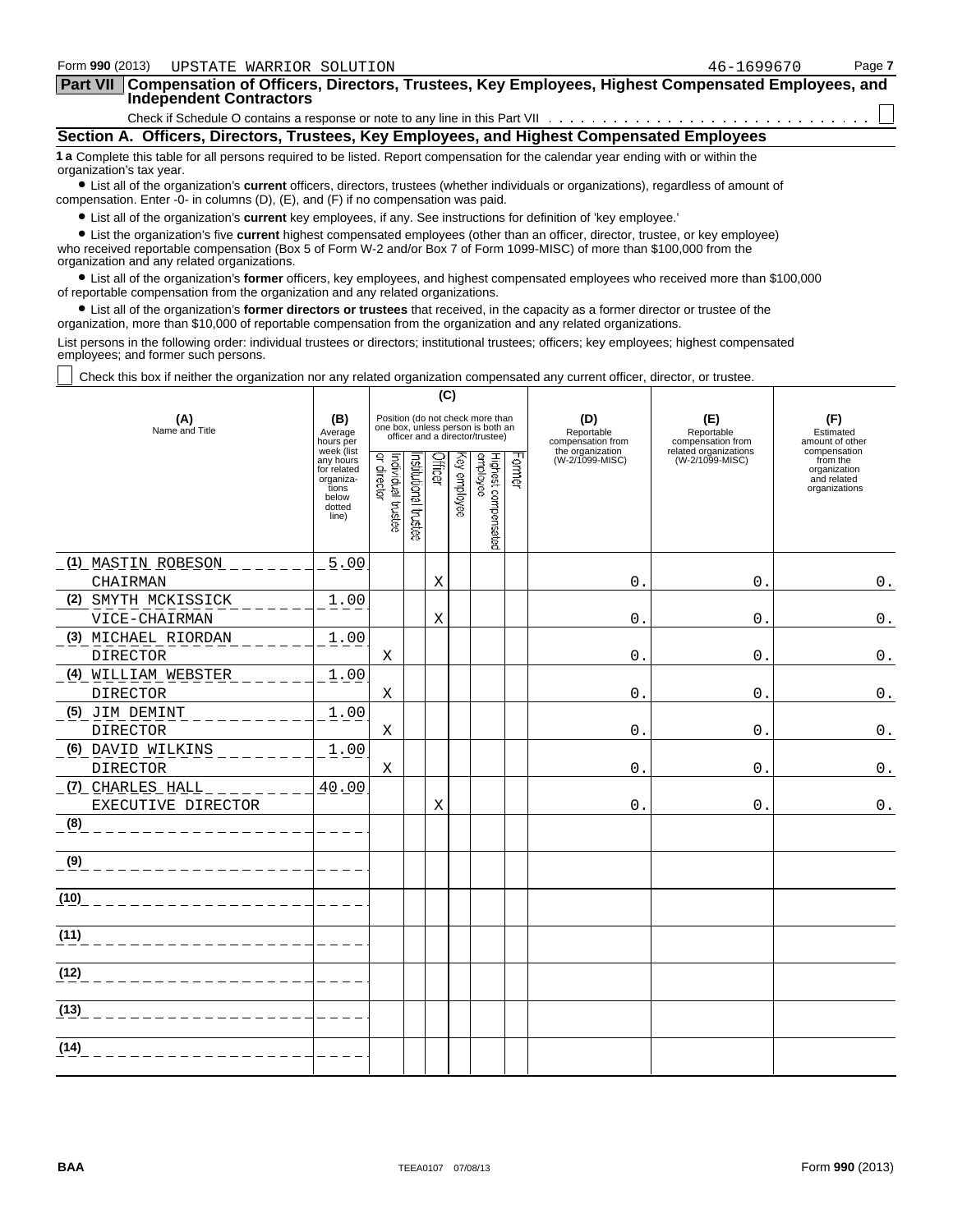Form **990** (2013) UPSTATE WARRIOR SOLUTION 46-1699670

## Part VII Compensation of Officers, Directors, Trustees, Key Employees, Highest Compensated Employees, and Independent Contractors

Check if Schedule O contains a response or note to any line in this Part VII . . . . . . . . . . . . . . . . . . . . . . . . . . . . . ☐

### Section A. Officers, Directors, Trustees, Key Employees, and Highest Compensated Employees

**1 a** Complete this table for all persons required to be listed. Report compensation for the calendar year ending with or within the organization's tax year.

- List all of the organization's **current** officers, directors, trustees (whether individuals or organizations), regardless of amount of compensation. Enter -0- in columns (D), (E), and (F) if no compensation was paid.
- List all of the organization's **current** key employees, if any. See instructions for definition of 'key employee.'
- List the organization's five **current** highest compensated employees (other than an officer, director, trustee, or key employee) who received reportable compensation (Box 5 of Form W-2 and/or Box 7 of Form 1099-MISC) of more than $100,000 from the organization and any related organizations.
- List all of the organization's **former** officers, key employees, and highest compensated employees who received more than $100,000 of reportable compensation from the organization and any related organizations.
- List all of the organization's **former directors or trustees** that received, in the capacity as a former director or trustee of the organization, more than $10,000 of reportable compensation from the organization and any related organizations.

List persons in the following order: individual trustees or directors; institutional trustees; officers; key employees; highest compensated employees; and former such persons.

☐ Check this box if neither the organization nor any related organization compensated any current officer, director, or trustee.

| (A) Name and Title | (B) Average hours per week (list any hours for related organizations below dotted line) | (C) Position (do not check more than one box, unless person is both an officer and a director/trustee) | | | | | | (D) Reportable compensation from the organization (W-2/1099-MISC) | (E) Reportable compensation from related organizations (W-2/1099-MISC) | (F) Estimated amount of other compensation from the organization and related organizations |
|---|---|---|---|---|---|---|---|---|---|---|
| | | Individual trustee or director | Institutional trustee | Officer | Key employee | Highest compensated employee | Former | | | |
| (1) MASTIN ROBESON<br>CHAIRMAN | 5.00 | | | X | | | | 0. | 0. | 0. |
| (2) SMYTH MCKISSICK<br>VICE-CHAIRMAN | 1.00 | | | X | | | | 0. | 0. | 0. |
| (3) MICHAEL RIORDAN<br>DIRECTOR | 1.00 | X | | | | | | 0. | 0. | 0. |
| (4) WILLIAM WEBSTER<br>DIRECTOR | 1.00 | X | | | | | | 0. | 0. | 0. |
| (5) JIM DEMINT<br>DIRECTOR | 1.00 | X | | | | | | 0. | 0. | 0. |
| (6) DAVID WILKINS<br>DIRECTOR | 1.00 | X | | | | | | 0. | 0. | 0. |
| (7) CHARLES HALL<br>EXECUTIVE DIRECTOR | 40.00 | | | X | | | | 0. | 0. | 0. |
| (8) | | | | | | | | | | |
| (9) | | | | | | | | | | |
| (10) | | | | | | | | | | |
| (11) | | | | | | | | | | |
| (12) | | | | | | | | | | |
| (13) | | | | | | | | | | |
| (14) | | | | | | | | | | |

BAA TEEA0107 07/08/13 Form **990** (2013)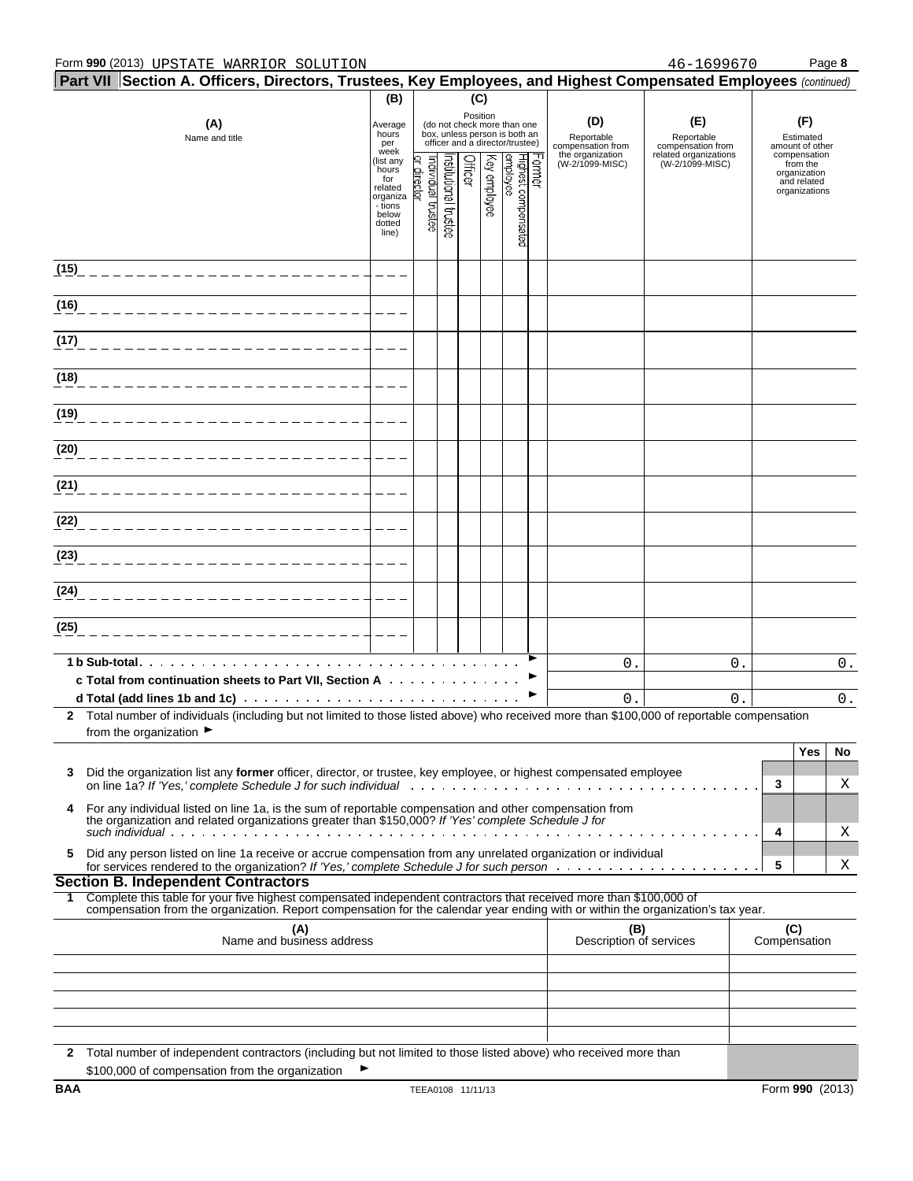Form **990** (2013) UPSTATE WARRIOR SOLUTION 46-1699670 Page **8**

## Part VII Section A. Officers, Directors, Trustees, Key Employees, and Highest Compensated Employees *(continued)*

| (A) Name and title | (B) Average hours per week (list any hours for related organizations below dotted line) | (C) Position (do not check more than one box, unless person is both an officer and a director/trustee): Individual trustee or director | Institutional trustee | Officer | Key employee | Highest compensated employee | Former | (D) Reportable compensation from the organization (W-2/1099-MISC) | (E) Reportable compensation from related organizations (W-2/1099-MISC) | (F) Estimated amount of other compensation from the organization and related organizations |
|---|---|---|---|---|---|---|---|---|---|---|
| (15) | | | | | | | | | | |
| (16) | | | | | | | | | | |
| (17) | | | | | | | | | | |
| (18) | | | | | | | | | | |
| (19) | | | | | | | | | | |
| (20) | | | | | | | | | | |
| (21) | | | | | | | | | | |
| (22) | | | | | | | | | | |
| (23) | | | | | | | | | | |
| (24) | | | | | | | | | | |
| (25) | | | | | | | | | | |
| **1 b Sub-total** | | | | | | | ► | 0. | 0. | 0. |
| **c Total from continuation sheets to Part VII, Section A** | | | | | | | ► | | | |
| **d Total (add lines 1b and 1c)** | | | | | | | ► | 0. | 0. | 0. |

**2** Total number of individuals (including but not limited to those listed above) who received more than $100,000 of reportable compensation from the organization ►

| | | | Yes | No |
|---|---|---|---|---|
| **3** | Did the organization list any **former** officer, director, or trustee, key employee, or highest compensated employee on line 1a? *If 'Yes,' complete Schedule J for such individual* | 3 | | X |
| **4** | For any individual listed on line 1a, is the sum of reportable compensation and other compensation from the organization and related organizations greater than $150,000? *If 'Yes' complete Schedule J for such individual* | 4 | | X |
| **5** | Did any person listed on line 1a receive or accrue compensation from any unrelated organization or individual for services rendered to the organization? *If 'Yes,' complete Schedule J for such person* | 5 | | X |

### Section B. Independent Contractors

**1** Complete this table for your five highest compensated independent contractors that received more than $100,000 of compensation from the organization. Report compensation for the calendar year ending with or within the organization's tax year.

| (A) Name and business address | (B) Description of services | (C) Compensation |
|---|---|---|
| | | |
| | | |
| | | |
| | | |
| | | |

**2** Total number of independent contractors (including but not limited to those listed above) who received more than $100,000 of compensation from the organization ►

BAA TEEA0108 11/11/13 Form **990** (2013)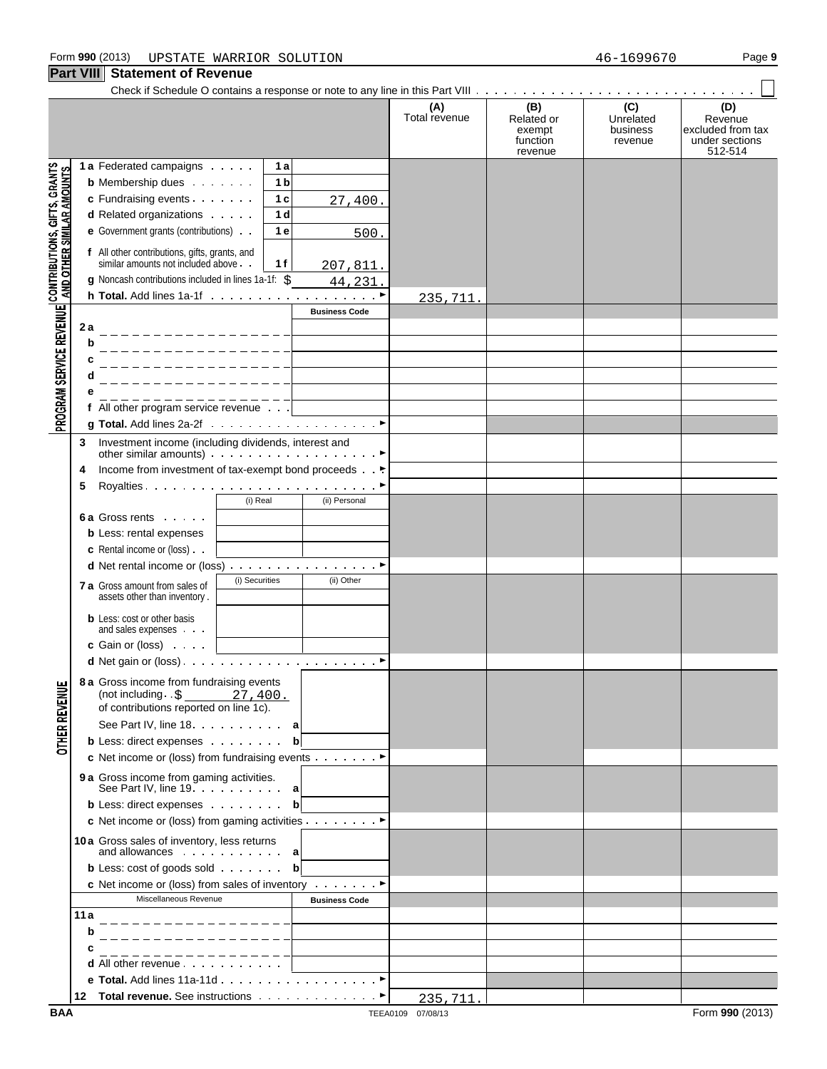Form **990** (2013) UPSTATE WARRIOR SOLUTION 46-1699670

## Part VIII Statement of Revenue

Check if Schedule O contains a response or note to any line in this Part VIII . . . . . . . . . . . . ☐

| | | | | (A) Total revenue | (B) Related or exempt function revenue | (C) Unrelated business revenue | (D) Revenue excluded from tax under sections 512-514 |
|---|---|---|---|---|---|---|---|
| **CONTRIBUTIONS, GIFTS, GRANTS AND OTHER SIMILAR AMOUNTS** | **1a** Federated campaigns | 1a | | | | | |
| | **b** Membership dues | 1b | | | | | |
| | **c** Fundraising events | 1c | 27,400. | | | | |
| | **d** Related organizations | 1d | | | | | |
| | **e** Government grants (contributions) | 1e | 500. | | | | |
| | **f** All other contributions, gifts, grants, and similar amounts not included above | 1f | 207,811. | | | | |
| | **g** Noncash contributions included in lines 1a-1f: $ 44,231. | | | | | | |
| | **h Total.** Add lines 1a-1f | | ► | 235,711. | | | |
| **PROGRAM SERVICE REVENUE** | | | **Business Code** | | | | |
| | **2a** | | | | | | |
| | **b** | | | | | | |
| | **c** | | | | | | |
| | **d** | | | | | | |
| | **e** | | | | | | |
| | **f** All other program service revenue | | | | | | |
| | **g Total.** Add lines 2a-2f | | ► | | | | |
| | **3** Investment income (including dividends, interest and other similar amounts) | | ► | | | | |
| | **4** Income from investment of tax-exempt bond proceeds | | ► | | | | |
| | **5** Royalties | | ► | | | | |
| | | (i) Real | (ii) Personal | | | | |
| | **6a** Gross rents | | | | | | |
| | **b** Less: rental expenses | | | | | | |
| | **c** Rental income or (loss) | | | | | | |
| | **d** Net rental income or (loss) | | ► | | | | |
| | **7a** Gross amount from sales of assets other than inventory | (i) Securities | (ii) Other | | | | |
| | **b** Less: cost or other basis and sales expenses | | | | | | |
| | **c** Gain or (loss) | | | | | | |
| | **d** Net gain or (loss) | | ► | | | | |
| **OTHER REVENUE** | **8a** Gross income from fundraising events (not including $ 27,400. of contributions reported on line 1c). See Part IV, line 18 | a | | | | | |
| | **b** Less: direct expenses | b | | | | | |
| | **c** Net income or (loss) from fundraising events | | ► | | | | |
| | **9a** Gross income from gaming activities. See Part IV, line 19 | a | | | | | |
| | **b** Less: direct expenses | b | | | | | |
| | **c** Net income or (loss) from gaming activities | | ► | | | | |
| | **10a** Gross sales of inventory, less returns and allowances | a | | | | | |
| | **b** Less: cost of goods sold | b | | | | | |
| | **c** Net income or (loss) from sales of inventory | | ► | | | | |
| | Miscellaneous Revenue | | **Business Code** | | | | |
| | **11a** | | | | | | |
| | **b** | | | | | | |
| | **c** | | | | | | |
| | **d** All other revenue | | | | | | |
| | **e Total.** Add lines 11a-11d | | ► | | | | |
| | **12 Total revenue.** See instructions | | ► | 235,711. | | | |

BAA TEEA0109 07/08/13 Form **990** (2013)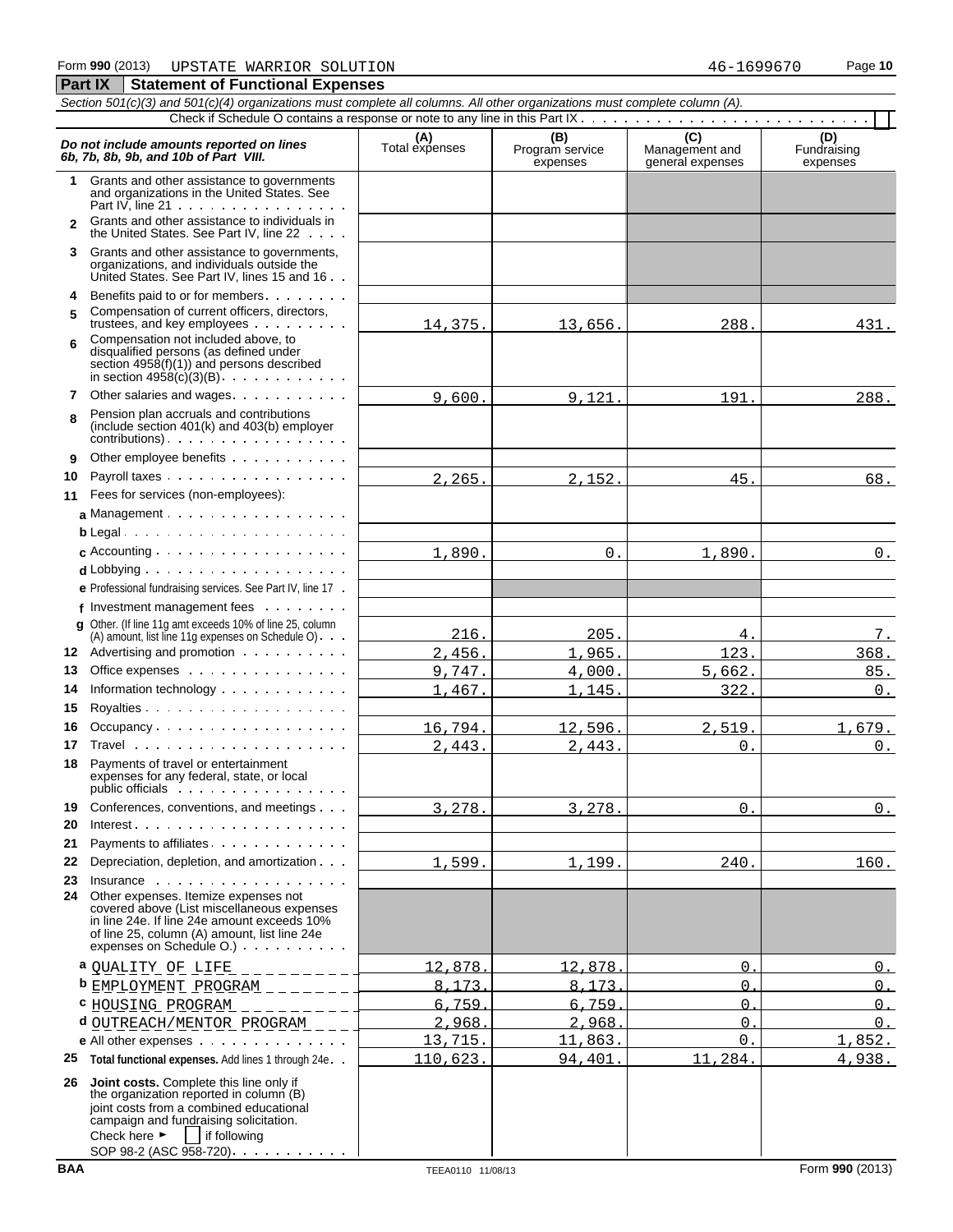Form **990** (2013) UPSTATE WARRIOR SOLUTION 46-1699670

## Part IX Statement of Functional Expenses

*Section 501(c)(3) and 501(c)(4) organizations must complete all columns. All other organizations must complete column (A).*

Check if Schedule O contains a response or note to any line in this Part IX . . . . . . . . . . . . . . . . . . . . . . . . . . . . ☐

| *Do not include amounts reported on lines 6b, 7b, 8b, 9b, and 10b of Part VIII.* | (A) Total expenses | (B) Program service expenses | (C) Management and general expenses | (D) Fundraising expenses |
|---|---|---|---|---|
| **1** Grants and other assistance to governments and organizations in the United States. See Part IV, line 21 | | | | |
| **2** Grants and other assistance to individuals in the United States. See Part IV, line 22 | | | | |
| **3** Grants and other assistance to governments, organizations, and individuals outside the United States. See Part IV, lines 15 and 16 | | | | |
| **4** Benefits paid to or for members | | | | |
| **5** Compensation of current officers, directors, trustees, and key employees | 14,375. | 13,656. | 288. | 431. |
| **6** Compensation not included above, to disqualified persons (as defined under section 4958(f)(1)) and persons described in section 4958(c)(3)(B) | | | | |
| **7** Other salaries and wages | 9,600. | 9,121. | 191. | 288. |
| **8** Pension plan accruals and contributions (include section 401(k) and 403(b) employer contributions) | | | | |
| **9** Other employee benefits | | | | |
| **10** Payroll taxes | 2,265. | 2,152. | 45. | 68. |
| **11** Fees for services (non-employees): | | | | |
| **a** Management | | | | |
| **b** Legal | | | | |
| **c** Accounting | 1,890. | 0. | 1,890. | 0. |
| **d** Lobbying | | | | |
| **e** Professional fundraising services. See Part IV, line 17 | | | | |
| **f** Investment management fees | | | | |
| **g** Other. (If line 11g amt exceeds 10% of line 25, column (A) amount, list line 11g expenses on Schedule O) | 216. | 205. | 4. | 7. |
| **12** Advertising and promotion | 2,456. | 1,965. | 123. | 368. |
| **13** Office expenses | 9,747. | 4,000. | 5,662. | 85. |
| **14** Information technology | 1,467. | 1,145. | 322. | 0. |
| **15** Royalties | | | | |
| **16** Occupancy | 16,794. | 12,596. | 2,519. | 1,679. |
| **17** Travel | 2,443. | 2,443. | 0. | 0. |
| **18** Payments of travel or entertainment expenses for any federal, state, or local public officials | | | | |
| **19** Conferences, conventions, and meetings | 3,278. | 3,278. | 0. | 0. |
| **20** Interest | | | | |
| **21** Payments to affiliates | | | | |
| **22** Depreciation, depletion, and amortization | 1,599. | 1,199. | 240. | 160. |
| **23** Insurance | | | | |
| **24** Other expenses. Itemize expenses not covered above (List miscellaneous expenses in line 24e. If line 24e amount exceeds 10% of line 25, column (A) amount, list line 24e expenses on Schedule O.) | | | | |
| **a** QUALITY OF LIFE | 12,878. | 12,878. | 0. | 0. |
| **b** EMPLOYMENT PROGRAM | 8,173. | 8,173. | 0. | 0. |
| **c** HOUSING PROGRAM | 6,759. | 6,759. | 0. | 0. |
| **d** OUTREACH/MENTOR PROGRAM | 2,968. | 2,968. | 0. | 0. |
| **e** All other expenses | 13,715. | 11,863. | 0. | 1,852. |
| **25** **Total functional expenses.** Add lines 1 through 24e | 110,623. | 94,401. | 11,284. | 4,938. |
| **26** **Joint costs.** Complete this line only if the organization reported in column (B) joint costs from a combined educational campaign and fundraising solicitation. Check here ► ☐ if following SOP 98-2 (ASC 958-720) | | | | |

BAA TEEA0110 11/08/13 Form **990** (2013)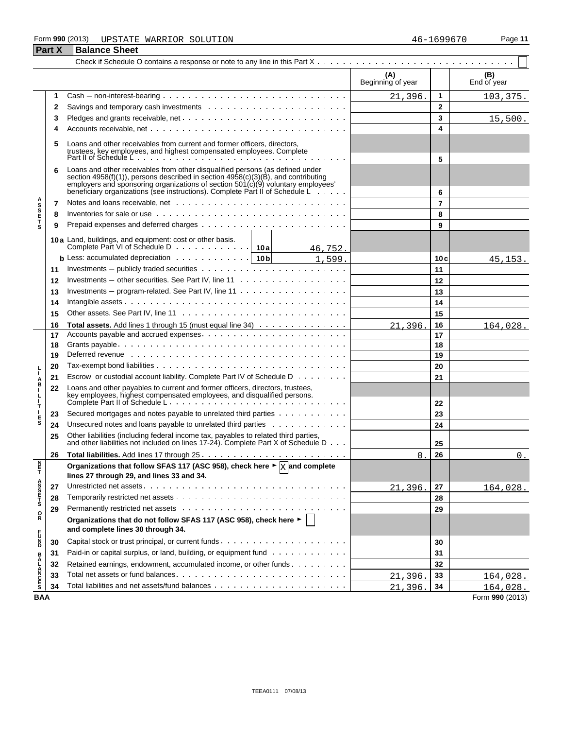Form 990 (2013) UPSTATE WARRIOR SOLUTION 46-1699670

## Part X Balance Sheet

Check if Schedule O contains a response or note to any line in this Part X . . . . . . . . . . . . . . . . . . . . . . . . . . . . . . . ☐

| | | | | (A) Beginning of year | | (B) End of year |
|---|---|---|---|---|---|---|
| **ASSETS** | 1 | Cash – non-interest-bearing | | 21,396. | 1 | 103,375. |
| | 2 | Savings and temporary cash investments | | | 2 | |
| | 3 | Pledges and grants receivable, net | | | 3 | 15,500. |
| | 4 | Accounts receivable, net | | | 4 | |
| | 5 | Loans and other receivables from current and former officers, directors, trustees, key employees, and highest compensated employees. Complete Part II of Schedule L | | | 5 | |
| | 6 | Loans and other receivables from other disqualified persons (as defined under section 4958(f)(1)), persons described in section 4958(c)(3)(B), and contributing employers and sponsoring organizations of section 501(c)(9) voluntary employees' beneficiary organizations (see instructions). Complete Part II of Schedule L | | | 6 | |
| | 7 | Notes and loans receivable, net | | | 7 | |
| | 8 | Inventories for sale or use | | | 8 | |
| | 9 | Prepaid expenses and deferred charges | | | 9 | |
| | 10a | Land, buildings, and equipment: cost or other basis. Complete Part VI of Schedule D — 10a | 46,752. | | | |
| | b | Less: accumulated depreciation — 10b | 1,599. | | 10c | 45,153. |
| | 11 | Investments – publicly traded securities | | | 11 | |
| | 12 | Investments – other securities. See Part IV, line 11 | | | 12 | |
| | 13 | Investments – program-related. See Part IV, line 11 | | | 13 | |
| | 14 | Intangible assets | | | 14 | |
| | 15 | Other assets. See Part IV, line 11 | | | 15 | |
| | 16 | **Total assets.** Add lines 1 through 15 (must equal line 34) | | 21,396. | 16 | 164,028. |
| **LIABILITIES** | 17 | Accounts payable and accrued expenses | | | 17 | |
| | 18 | Grants payable | | | 18 | |
| | 19 | Deferred revenue | | | 19 | |
| | 20 | Tax-exempt bond liabilities | | | 20 | |
| | 21 | Escrow or custodial account liability. Complete Part IV of Schedule D | | | 21 | |
| | 22 | Loans and other payables to current and former officers, directors, trustees, key employees, highest compensated employees, and disqualified persons. Complete Part II of Schedule L | | | 22 | |
| | 23 | Secured mortgages and notes payable to unrelated third parties | | | 23 | |
| | 24 | Unsecured notes and loans payable to unrelated third parties | | | 24 | |
| | 25 | Other liabilities (including federal income tax, payables to related third parties, and other liabilities not included on lines 17-24). Complete Part X of Schedule D | | | 25 | |
| | 26 | **Total liabilities.** Add lines 17 through 25 | | 0. | 26 | 0. |
| **NET ASSETS OR FUND BALANCES** | | **Organizations that follow SFAS 117 (ASC 958), check here ► ☒ and complete lines 27 through 29, and lines 33 and 34.** | | | | |
| | 27 | Unrestricted net assets | | 21,396. | 27 | 164,028. |
| | 28 | Temporarily restricted net assets | | | 28 | |
| | 29 | Permanently restricted net assets | | | 29 | |
| | | **Organizations that do not follow SFAS 117 (ASC 958), check here ► ☐ and complete lines 30 through 34.** | | | | |
| | 30 | Capital stock or trust principal, or current funds | | | 30 | |
| | 31 | Paid-in or capital surplus, or land, building, or equipment fund | | | 31 | |
| | 32 | Retained earnings, endowment, accumulated income, or other funds | | | 32 | |
| | 33 | Total net assets or fund balances | | 21,396. | 33 | 164,028. |
| | 34 | Total liabilities and net assets/fund balances | | 21,396. | 34 | 164,028. |

BAA Form **990** (2013)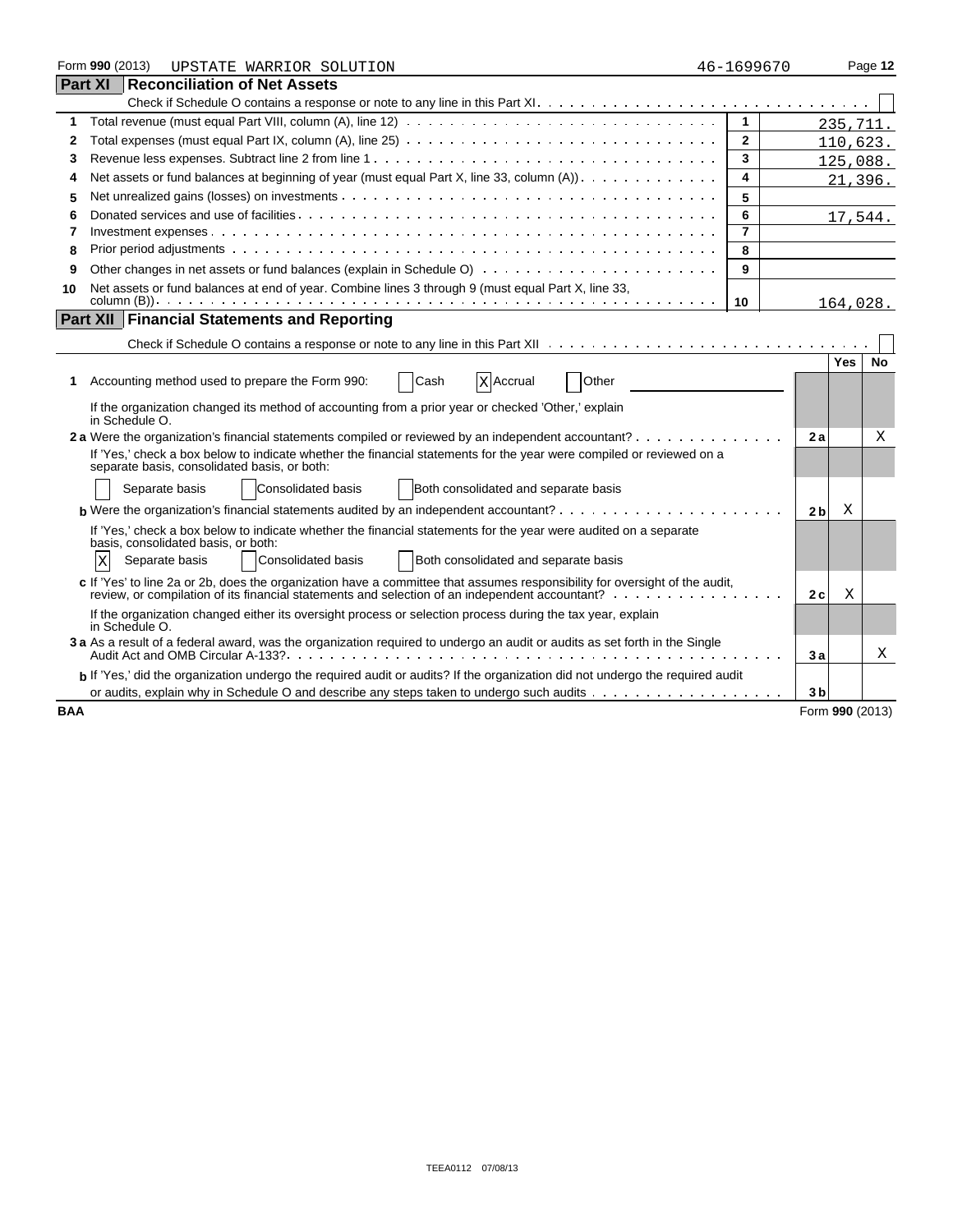Form **990** (2013) UPSTATE WARRIOR SOLUTION 46-1699670

## Part XI Reconciliation of Net Assets

Check if Schedule O contains a response or note to any line in this Part XI. . . . . . . . . . . . . . . . . . . . . . . . . . . . . . . . ☐

| | | | |
|---|---|---|---|
| 1 | Total revenue (must equal Part VIII, column (A), line 12) | 1 | 235,711. |
| 2 | Total expenses (must equal Part IX, column (A), line 25) | 2 | 110,623. |
| 3 | Revenue less expenses. Subtract line 2 from line 1 | 3 | 125,088. |
| 4 | Net assets or fund balances at beginning of year (must equal Part X, line 33, column (A)) | 4 | 21,396. |
| 5 | Net unrealized gains (losses) on investments | 5 | |
| 6 | Donated services and use of facilities | 6 | 17,544. |
| 7 | Investment expenses | 7 | |
| 8 | Prior period adjustments | 8 | |
| 9 | Other changes in net assets or fund balances (explain in Schedule O) | 9 | |
| 10 | Net assets or fund balances at end of year. Combine lines 3 through 9 (must equal Part X, line 33, column (B)) | 10 | 164,028. |

## Part XII Financial Statements and Reporting

Check if Schedule O contains a response or note to any line in this Part XII . . . . . . . . . . . . . . . . . . . . . . . . . . . . . . . ☐

| | | | Yes | No |
|---|---|---|---|---|
| **1** | Accounting method used to prepare the Form 990: ☐ Cash ☒ Accrual ☐ Other | | | |
| | If the organization changed its method of accounting from a prior year or checked 'Other,' explain in Schedule O. | | | |
| **2 a** | Were the organization's financial statements compiled or reviewed by an independent accountant? | 2 a | | X |
| | If 'Yes,' check a box below to indicate whether the financial statements for the year were compiled or reviewed on a separate basis, consolidated basis, or both: | | | |
| | ☐ Separate basis ☐ Consolidated basis ☐ Both consolidated and separate basis | | | |
| **b** | Were the organization's financial statements audited by an independent accountant? | 2 b | X | |
| | If 'Yes,' check a box below to indicate whether the financial statements for the year were audited on a separate basis, consolidated basis, or both: | | | |
| | ☒ Separate basis ☐ Consolidated basis ☐ Both consolidated and separate basis | | | |
| **c** | If 'Yes' to line 2a or 2b, does the organization have a committee that assumes responsibility for oversight of the audit, review, or compilation of its financial statements and selection of an independent accountant? | 2 c | X | |
| | If the organization changed either its oversight process or selection process during the tax year, explain in Schedule O. | | | |
| **3 a** | As a result of a federal award, was the organization required to undergo an audit or audits as set forth in the Single Audit Act and OMB Circular A-133? | 3 a | | X |
| **b** | If 'Yes,' did the organization undergo the required audit or audits? If the organization did not undergo the required audit or audits, explain why in Schedule O and describe any steps taken to undergo such audits | 3 b | | |

BAA Form **990** (2013)

TEEA0112 07/08/13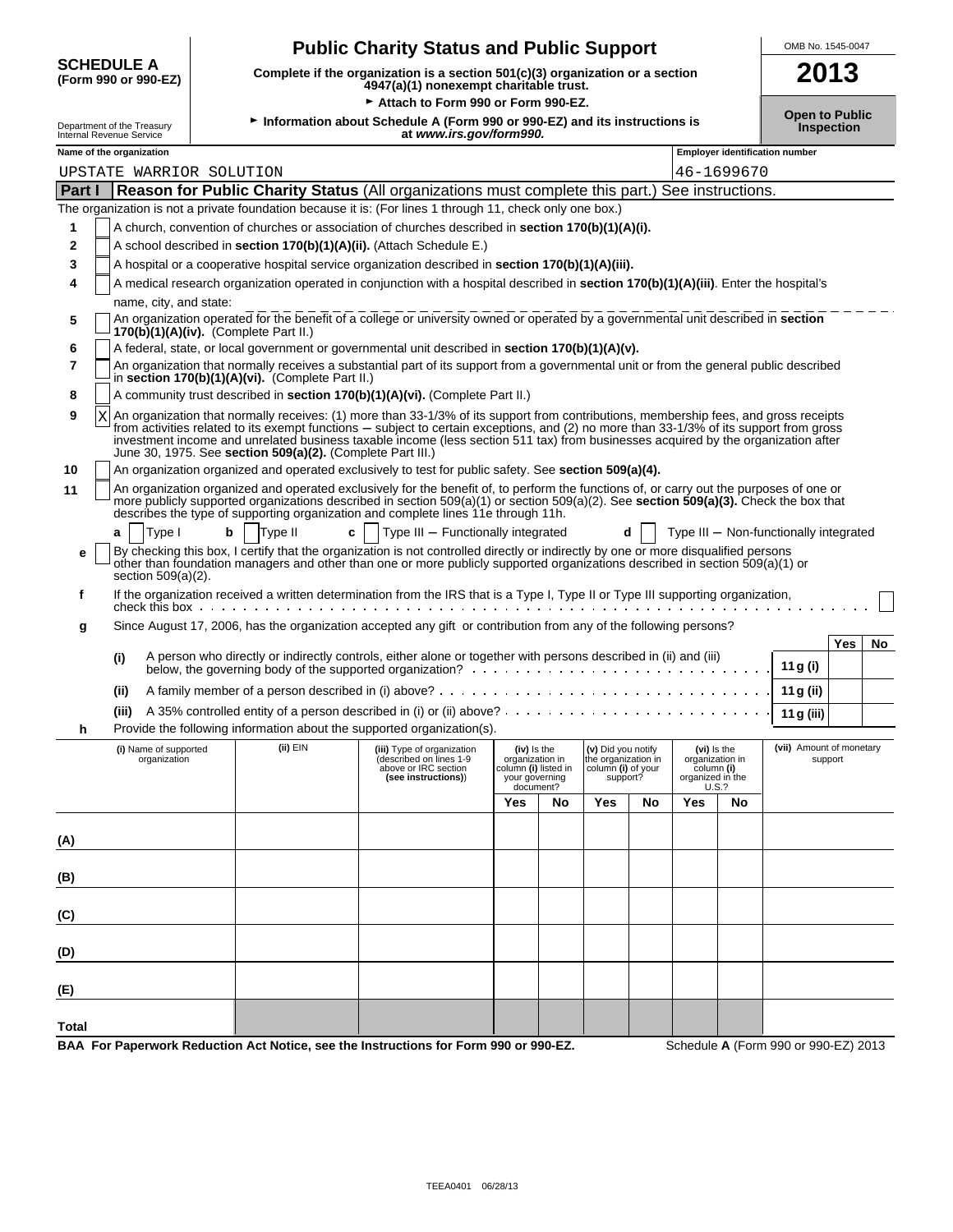**SCHEDULE A**
**(Form 990 or 990-EZ)**

Department of the Treasury
Internal Revenue Service

# Public Charity Status and Public Support

**Complete if the organization is a section 501(c)(3) organization or a section 4947(a)(1) nonexempt charitable trust.**

► **Attach to Form 990 or Form 990-EZ.**

► **Information about Schedule A (Form 990 or 990-EZ) and its instructions is at *www.irs.gov/form990.***

OMB No. 1545-0047

**2013**

**Open to Public Inspection**

**Name of the organization**: UPSTATE WARRIOR SOLUTION

**Employer identification number**: 46-1699670

## Part I Reason for Public Charity Status (All organizations must complete this part.) See instructions.

The organization is not a private foundation because it is: (For lines 1 through 11, check only one box.)

1. [ ] A church, convention of churches or association of churches described in **section 170(b)(1)(A)(i).**
2. [ ] A school described in **section 170(b)(1)(A)(ii).** (Attach Schedule E.)
3. [ ] A hospital or a cooperative hospital service organization described in **section 170(b)(1)(A)(iii).**
4. [ ] A medical research organization operated in conjunction with a hospital described in **section 170(b)(1)(A)(iii)**. Enter the hospital's name, city, and state: 
5. [ ] An organization operated for the benefit of a college or university owned or operated by a governmental unit described in **section 170(b)(1)(A)(iv).** (Complete Part II.)
6. [ ] A federal, state, or local government or governmental unit described in **section 170(b)(1)(A)(v).**
7. [ ] An organization that normally receives a substantial part of its support from a governmental unit or from the general public described in **section 170(b)(1)(A)(vi).** (Complete Part II.)
8. [ ] A community trust described in **section 170(b)(1)(A)(vi).** (Complete Part II.)
9. [X] An organization that normally receives: (1) more than 33-1/3% of its support from contributions, membership fees, and gross receipts from activities related to its exempt functions – subject to certain exceptions, and (2) no more than 33-1/3% of its support from gross investment income and unrelated business taxable income (less section 511 tax) from businesses acquired by the organization after June 30, 1975. See **section 509(a)(2).** (Complete Part III.)
10. [ ] An organization organized and operated exclusively to test for public safety. See **section 509(a)(4).**
11. [ ] An organization organized and operated exclusively for the benefit of, to perform the functions of, or carry out the purposes of one or more publicly supported organizations described in section 509(a)(1) or section 509(a)(2). See **section 509(a)(3).** Check the box that describes the type of supporting organization and complete lines 11e through 11h.

   **a** [ ] Type I **b** [ ] Type II **c** [ ] Type III – Functionally integrated **d** [ ] Type III – Non-functionally integrated

   **e** [ ] By checking this box, I certify that the organization is not controlled directly or indirectly by one or more disqualified persons other than foundation managers and other than one or more publicly supported organizations described in section 509(a)(1) or section 509(a)(2).

   **f** If the organization received a written determination from the IRS that is a Type I, Type II or Type III supporting organization, check this box [ ]

   **g** Since August 17, 2006, has the organization accepted any gift or contribution from any of the following persons?

| | | | Yes | No |
|---|---|---|---|---|
| (i) | A person who directly or indirectly controls, either alone or together with persons described in (ii) and (iii) below, the governing body of the supported organization? | 11 g (i) | | |
| (ii) | A family member of a person described in (i) above? | 11 g (ii) | | |
| (iii) | A 35% controlled entity of a person described in (i) or (ii) above? | 11 g (iii) | | |

   **h** Provide the following information about the supported organization(s).

| | (i) Name of supported organization | (ii) EIN | (iii) Type of organization (described on lines 1-9 above or IRC section (see instructions)) | (iv) Is the organization in column (i) listed in your governing document? | | (v) Did you notify the organization in column (i) of your support? | | (vi) Is the organization in column (i) organized in the U.S.? | | (vii) Amount of monetary support |
|---|---|---|---|---|---|---|---|---|---|---|
| | | | | Yes | No | Yes | No | Yes | No | |
| (A) | | | | | | | | | | |
| (B) | | | | | | | | | | |
| (C) | | | | | | | | | | |
| (D) | | | | | | | | | | |
| (E) | | | | | | | | | | |
| Total | | | | | | | | | | |

**BAA For Paperwork Reduction Act Notice, see the Instructions for Form 990 or 990-EZ.** Schedule **A** (Form 990 or 990-EZ) 2013

TEEA0401 06/28/13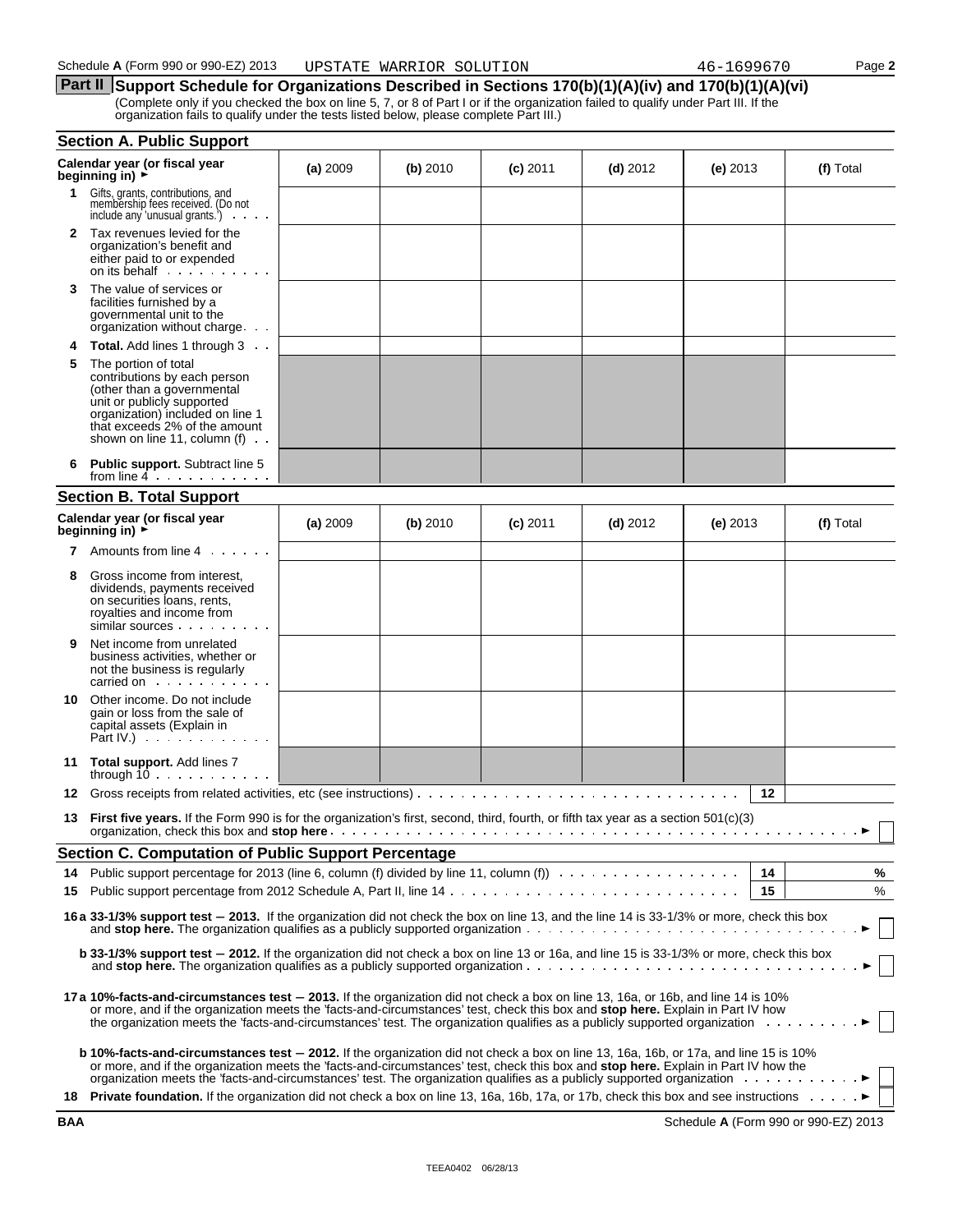Schedule **A** (Form 990 or 990-EZ) 2013 UPSTATE WARRIOR SOLUTION 46-1699670 Page **2**

## Part II Support Schedule for Organizations Described in Sections 170(b)(1)(A)(iv) and 170(b)(1)(A)(vi)

(Complete only if you checked the box on line 5, 7, or 8 of Part I or if the organization failed to qualify under Part III. If the organization fails to qualify under the tests listed below, please complete Part III.)

### Section A. Public Support

| Calendar year (or fiscal year beginning in) ► | (a) 2009 | (b) 2010 | (c) 2011 | (d) 2012 | (e) 2013 | (f) Total |
|---|---|---|---|---|---|---|
| **1** Gifts, grants, contributions, and membership fees received. (Do not include any 'unusual grants.') | | | | | | |
| **2** Tax revenues levied for the organization's benefit and either paid to or expended on its behalf | | | | | | |
| **3** The value of services or facilities furnished by a governmental unit to the organization without charge | | | | | | |
| **4** **Total.** Add lines 1 through 3 | | | | | | |
| **5** The portion of total contributions by each person (other than a governmental unit or publicly supported organization) included on line 1 that exceeds 2% of the amount shown on line 11, column (f) | | | | | | |
| **6** **Public support.** Subtract line 5 from line 4 | | | | | | |

### Section B. Total Support

| Calendar year (or fiscal year beginning in) ► | (a) 2009 | (b) 2010 | (c) 2011 | (d) 2012 | (e) 2013 | (f) Total |
|---|---|---|---|---|---|---|
| **7** Amounts from line 4 | | | | | | |
| **8** Gross income from interest, dividends, payments received on securities loans, rents, royalties and income from similar sources | | | | | | |
| **9** Net income from unrelated business activities, whether or not the business is regularly carried on | | | | | | |
| **10** Other income. Do not include gain or loss from the sale of capital assets (Explain in Part IV.) | | | | | | |
| **11** **Total support.** Add lines 7 through 10 | | | | | | |

**12** Gross receipts from related activities, etc (see instructions) . . . **12**

**13** **First five years.** If the Form 990 is for the organization's first, second, third, fourth, or fifth tax year as a section 501(c)(3) organization, check this box and **stop here** ► ☐

### Section C. Computation of Public Support Percentage

**14** Public support percentage for 2013 (line 6, column (f) divided by line 11, column (f)) . . . **14** %

**15** Public support percentage from 2012 Schedule A, Part II, line 14 . . . **15** %

**16a 33-1/3% support test − 2013.** If the organization did not check the box on line 13, and the line 14 is 33-1/3% or more, check this box and **stop here.** The organization qualifies as a publicly supported organization ► ☐

**b 33-1/3% support test − 2012.** If the organization did not check a box on line 13 or 16a, and line 15 is 33-1/3% or more, check this box and **stop here.** The organization qualifies as a publicly supported organization ► ☐

**17a 10%-facts-and-circumstances test − 2013.** If the organization did not check a box on line 13, 16a, or 16b, and line 14 is 10% or more, and if the organization meets the 'facts-and-circumstances' test, check this box and **stop here.** Explain in Part IV how the organization meets the 'facts-and-circumstances' test. The organization qualifies as a publicly supported organization ► ☐

**b 10%-facts-and-circumstances test − 2012.** If the organization did not check a box on line 13, 16a, 16b, or 17a, and line 15 is 10% or more, and if the organization meets the 'facts-and-circumstances' test, check this box and **stop here.** Explain in Part IV how the organization meets the 'facts-and-circumstances' test. The organization qualifies as a publicly supported organization ► ☐

**18** **Private foundation.** If the organization did not check a box on line 13, 16a, 16b, 17a, or 17b, check this box and see instructions ► ☐

**BAA** Schedule **A** (Form 990 or 990-EZ) 2013

TEEA0402 06/28/13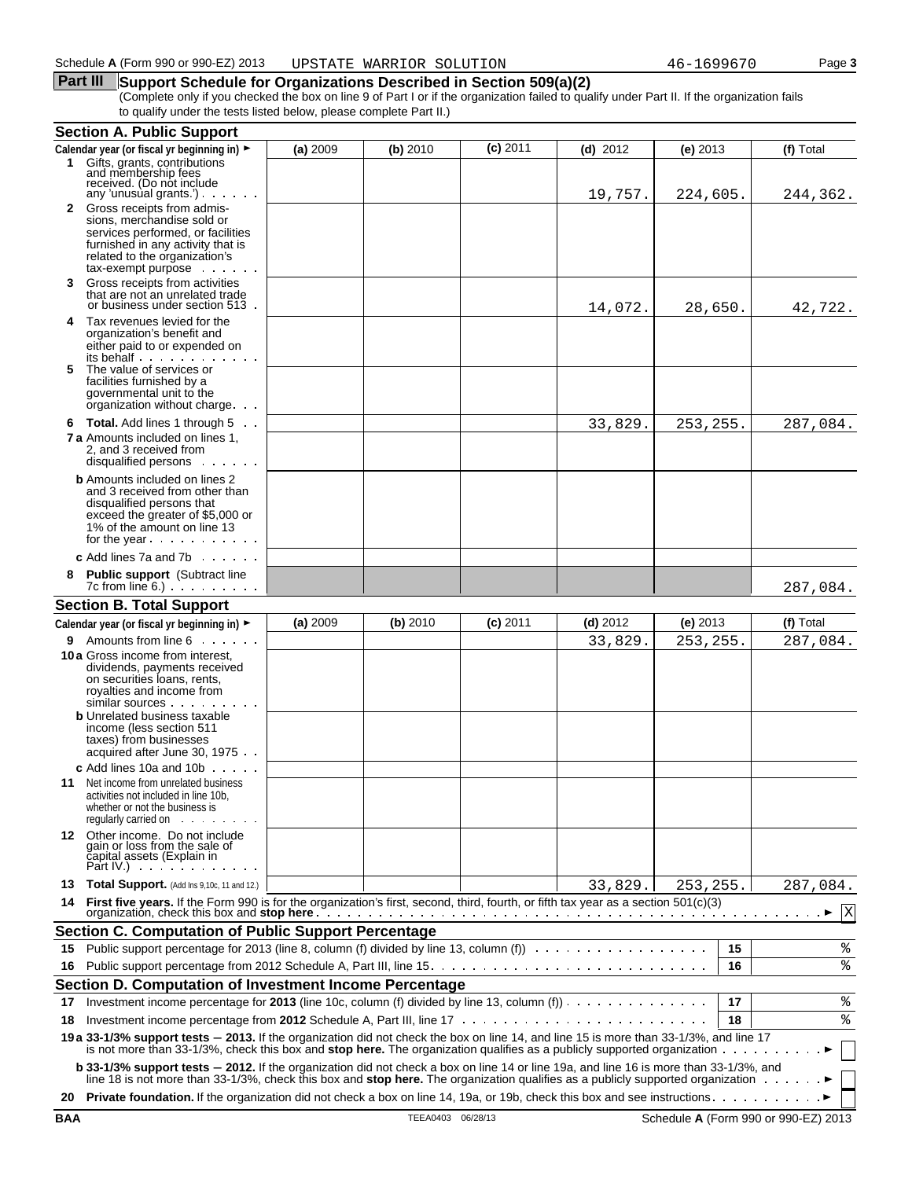Schedule A (Form 990 or 990-EZ) 2013 UPSTATE WARRIOR SOLUTION 46-1699670 Page 3

## Part III Support Schedule for Organizations Described in Section 509(a)(2)

(Complete only if you checked the box on line 9 of Part I or if the organization failed to qualify under Part II. If the organization fails to qualify under the tests listed below, please complete Part II.)

### Section A. Public Support

| Calendar year (or fiscal yr beginning in) ► | (a) 2009 | (b) 2010 | (c) 2011 | (d) 2012 | (e) 2013 | (f) Total |
|---|---|---|---|---|---|---|
| **1** Gifts, grants, contributions and membership fees received. (Do not include any 'unusual grants.') | | | | 19,757. | 224,605. | 244,362. |
| **2** Gross receipts from admissions, merchandise sold or services performed, or facilities furnished in any activity that is related to the organization's tax-exempt purpose | | | | | | |
| **3** Gross receipts from activities that are not an unrelated trade or business under section 513 | | | | 14,072. | 28,650. | 42,722. |
| **4** Tax revenues levied for the organization's benefit and either paid to or expended on its behalf | | | | | | |
| **5** The value of services or facilities furnished by a governmental unit to the organization without charge | | | | | | |
| **6 Total.** Add lines 1 through 5 | | | | 33,829. | 253,255. | 287,084. |
| **7a** Amounts included on lines 1, 2, and 3 received from disqualified persons | | | | | | |
| **b** Amounts included on lines 2 and 3 received from other than disqualified persons that exceed the greater of $5,000 or 1% of the amount on line 13 for the year | | | | | | |
| **c** Add lines 7a and 7b | | | | | | |
| **8 Public support** (Subtract line 7c from line 6.) | | | | | | 287,084. |

### Section B. Total Support

| Calendar year (or fiscal yr beginning in) ► | (a) 2009 | (b) 2010 | (c) 2011 | (d) 2012 | (e) 2013 | (f) Total |
|---|---|---|---|---|---|---|
| **9** Amounts from line 6 | | | | 33,829. | 253,255. | 287,084. |
| **10a** Gross income from interest, dividends, payments received on securities loans, rents, royalties and income from similar sources | | | | | | |
| **b** Unrelated business taxable income (less section 511 taxes) from businesses acquired after June 30, 1975 | | | | | | |
| **c** Add lines 10a and 10b | | | | | | |
| **11** Net income from unrelated business activities not included in line 10b, whether or not the business is regularly carried on | | | | | | |
| **12** Other income. Do not include gain or loss from the sale of capital assets (Explain in Part IV.) | | | | | | |
| **13 Total Support.** (Add lns 9,10c, 11 and 12.) | | | | 33,829. | 253,255. | 287,084. |

**14 First five years.** If the Form 990 is for the organization's first, second, third, fourth, or fifth tax year as a section 501(c)(3) organization, check this box and **stop here** ► [X]

### Section C. Computation of Public Support Percentage

| | | | |
|---|---|---|---|
| **15** | Public support percentage for 2013 (line 8, column (f) divided by line 13, column (f)) | 15 | % |
| **16** | Public support percentage from 2012 Schedule A, Part III, line 15 | 16 | % |

### Section D. Computation of Investment Income Percentage

| | | | |
|---|---|---|---|
| **17** | Investment income percentage for **2013** (line 10c, column (f) divided by line 13, column (f)) | 17 | % |
| **18** | Investment income percentage from **2012** Schedule A, Part III, line 17 | 18 | % |

**19a 33-1/3% support tests – 2013.** If the organization did not check the box on line 14, and line 15 is more than 33-1/3%, and line 17 is not more than 33-1/3%, check this box and **stop here.** The organization qualifies as a publicly supported organization ► [ ]

**b 33-1/3% support tests – 2012.** If the organization did not check a box on line 14 or line 19a, and line 16 is more than 33-1/3%, and line 18 is not more than 33-1/3%, check this box and **stop here.** The organization qualifies as a publicly supported organization ► [ ]

**20 Private foundation.** If the organization did not check a box on line 14, 19a, or 19b, check this box and see instructions ► [ ]

BAA TEEA0403 06/28/13 Schedule A (Form 990 or 990-EZ) 2013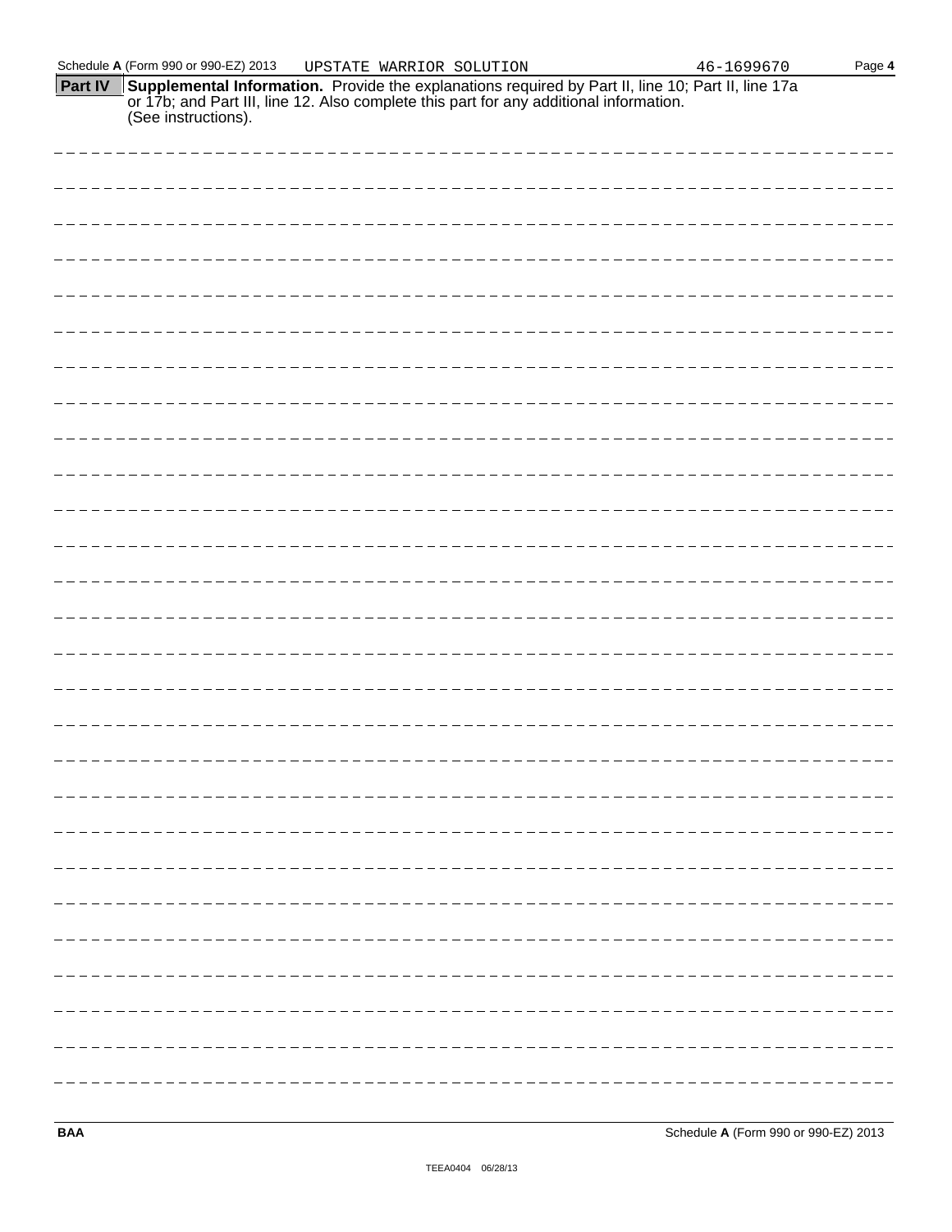**Part IV** **Supplemental Information.** Provide the explanations required by Part II, line 10; Part II, line 17a or 17b; and Part III, line 12. Also complete this part for any additional information. (See instructions).

BAA Schedule **A** (Form 990 or 990-EZ) 2013

TEEA0404 06/28/13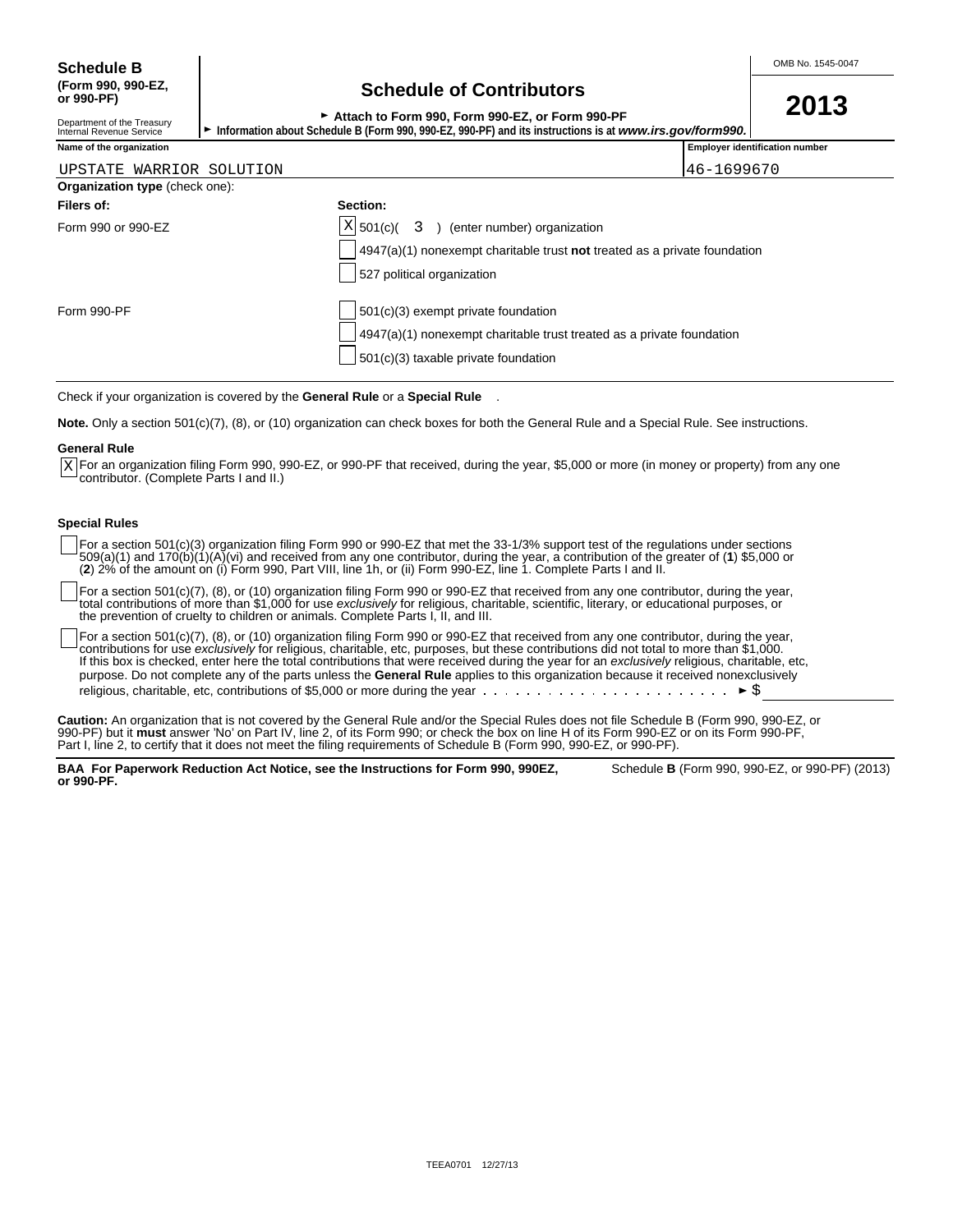**Schedule B**
**(Form 990, 990-EZ, or 990-PF)**

Department of the Treasury
Internal Revenue Service

# Schedule of Contributors

► **Attach to Form 990, Form 990-EZ, or Form 990-PF**
► **Information about Schedule B (Form 990, 990-EZ, 990-PF) and its instructions is at *www.irs.gov/form990.***

OMB No. 1545-0047

**2013**

| **Name of the organization** | **Employer identification number** |
|---|---|
| UPSTATE WARRIOR SOLUTION | 46-1699670 |

**Organization type** (check one):

| **Filers of:** | **Section:** |
|---|---|
| Form 990 or 990-EZ | [X] 501(c)( 3 ) (enter number) organization |
| | [ ] 4947(a)(1) nonexempt charitable trust **not** treated as a private foundation |
| | [ ] 527 political organization |
| Form 990-PF | [ ] 501(c)(3) exempt private foundation |
| | [ ] 4947(a)(1) nonexempt charitable trust treated as a private foundation |
| | [ ] 501(c)(3) taxable private foundation |

Check if your organization is covered by the **General Rule** or a **Special Rule** .

**Note.** Only a section 501(c)(7), (8), or (10) organization can check boxes for both the General Rule and a Special Rule. See instructions.

**General Rule**

[X] For an organization filing Form 990, 990-EZ, or 990-PF that received, during the year, $5,000 or more (in money or property) from any one contributor. (Complete Parts I and II.)

**Special Rules**

[ ] For a section 501(c)(3) organization filing Form 990 or 990-EZ that met the 33-1/3% support test of the regulations under sections 509(a)(1) and 170(b)(1)(A)(vi) and received from any one contributor, during the year, a contribution of the greater of (**1**) $5,000 or (**2**) 2% of the amount on (i) Form 990, Part VIII, line 1h, or (ii) Form 990-EZ, line 1. Complete Parts I and II.

[ ] For a section 501(c)(7), (8), or (10) organization filing Form 990 or 990-EZ that received from any one contributor, during the year, total contributions of more than $1,000 for use *exclusively* for religious, charitable, scientific, literary, or educational purposes, or the prevention of cruelty to children or animals. Complete Parts I, II, and III.

[ ] For a section 501(c)(7), (8), or (10) organization filing Form 990 or 990-EZ that received from any one contributor, during the year, contributions for use *exclusively* for religious, charitable, etc, purposes, but these contributions did not total to more than $1,000. If this box is checked, enter here the total contributions that were received during the year for an *exclusively* religious, charitable, etc, purpose. Do not complete any of the parts unless the **General Rule** applies to this organization because it received nonexclusively religious, charitable, etc, contributions of $5,000 or more during the year . . . . . . . . . . . . . . . . . . . . . . ► $

**Caution:** An organization that is not covered by the General Rule and/or the Special Rules does not file Schedule B (Form 990, 990-EZ, or 990-PF) but it **must** answer 'No' on Part IV, line 2, of its Form 990; or check the box on line H of its Form 990-EZ or on its Form 990-PF, Part I, line 2, to certify that it does not meet the filing requirements of Schedule B (Form 990, 990-EZ, or 990-PF).

**BAA For Paperwork Reduction Act Notice, see the Instructions for Form 990, 990EZ, or 990-PF.** Schedule **B** (Form 990, 990-EZ, or 990-PF) (2013)

TEEA0701 12/27/13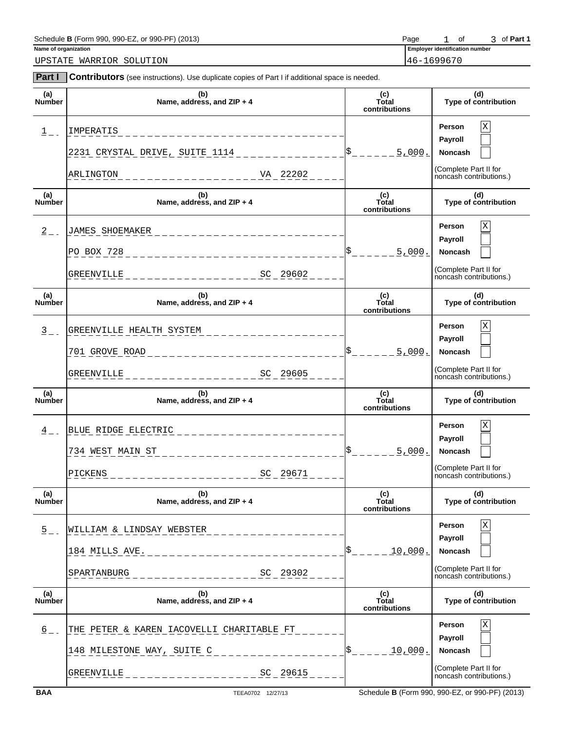Schedule **B** (Form 990, 990-EZ, or 990-PF) (2013) Page 1 of 3 of **Part 1**

**Name of organization**

UPSTATE WARRIOR SOLUTION

**Employer identification number**

46-1699670

**Part I** **Contributors** (see instructions). Use duplicate copies of Part I if additional space is needed.

| (a) Number | (b) Name, address, and ZIP + 4 | (c) Total contributions | (d) Type of contribution |
|---|---|---|---|
| 1 | IMPERATIS<br>2231 CRYSTAL DRIVE, SUITE 1114<br>ARLINGTON VA 22202 | $ 5,000. | Person [X]<br>Payroll [ ]<br>Noncash [ ]<br>(Complete Part II for noncash contributions.) |
| 2 | JAMES SHOEMAKER<br>PO BOX 728<br>GREENVILLE SC 29602 | $ 5,000. | Person [X]<br>Payroll [ ]<br>Noncash [ ]<br>(Complete Part II for noncash contributions.) |
| 3 | GREENVILLE HEALTH SYSTEM<br>701 GROVE ROAD<br>GREENVILLE SC 29605 | $ 5,000. | Person [X]<br>Payroll [ ]<br>Noncash [ ]<br>(Complete Part II for noncash contributions.) |
| 4 | BLUE RIDGE ELECTRIC<br>734 WEST MAIN ST<br>PICKENS SC 29671 | $ 5,000. | Person [X]<br>Payroll [ ]<br>Noncash [ ]<br>(Complete Part II for noncash contributions.) |
| 5 | WILLIAM & LINDSAY WEBSTER<br>184 MILLS AVE.<br>SPARTANBURG SC 29302 | $ 10,000. | Person [X]<br>Payroll [ ]<br>Noncash [ ]<br>(Complete Part II for noncash contributions.) |
| 6 | THE PETER & KAREN IACOVELLI CHARITABLE FT<br>148 MILESTONE WAY, SUITE C<br>GREENVILLE SC 29615 | $ 10,000. | Person [X]<br>Payroll [ ]<br>Noncash [ ]<br>(Complete Part II for noncash contributions.) |

BAA TEEA0702 12/27/13 Schedule **B** (Form 990, 990-EZ, or 990-PF) (2013)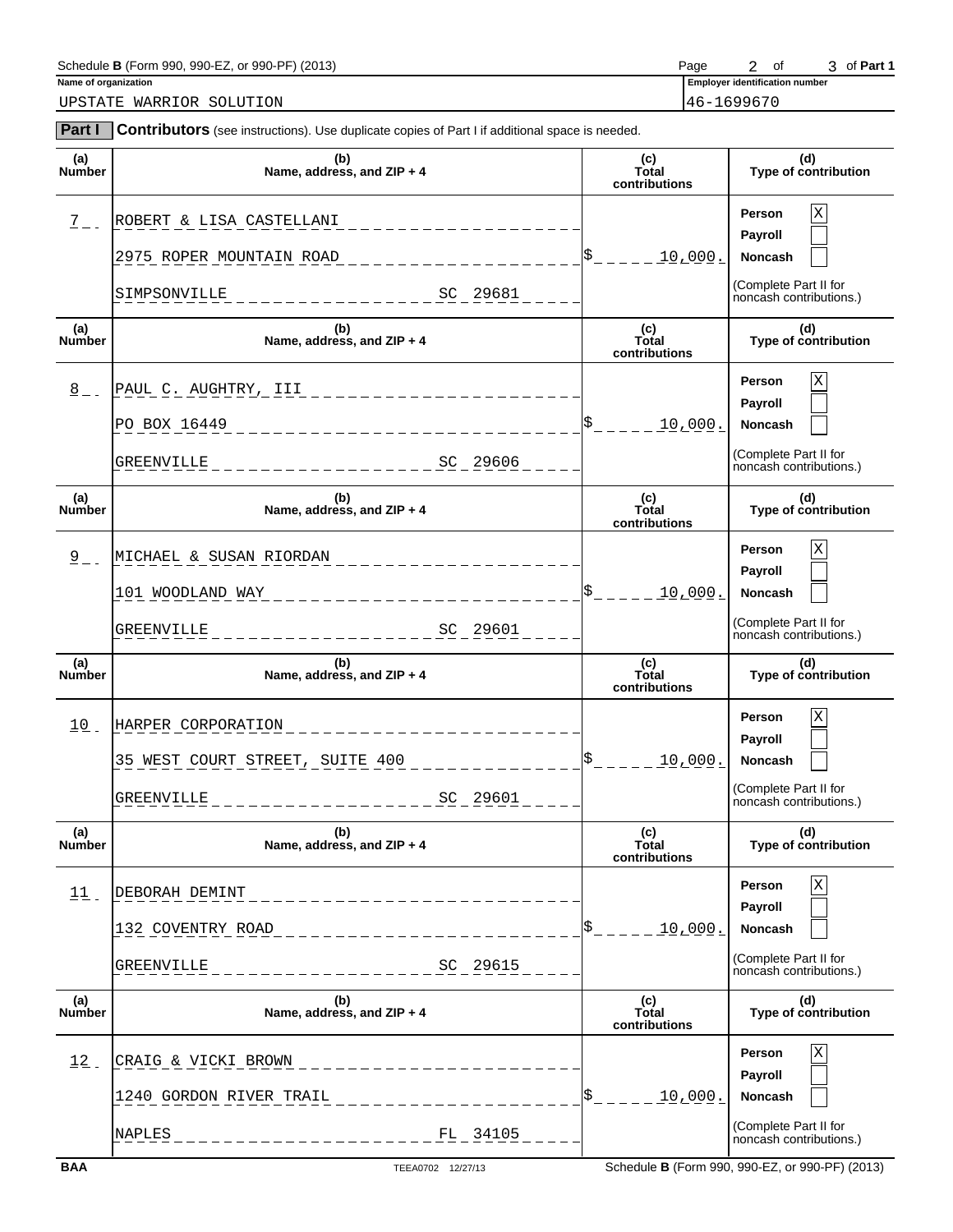Schedule **B** (Form 990, 990-EZ, or 990-PF) (2013)

**Name of organization**

UPSTATE WARRIOR SOLUTION

**Employer identification number**

46-1699670

**Part I** **Contributors** (see instructions). Use duplicate copies of Part I if additional space is needed.

| (a) Number | (b) Name, address, and ZIP + 4 | (c) Total contributions | (d) Type of contribution |
|---|---|---|---|
| 7 | ROBERT & LISA CASTELLANI<br>2975 ROPER MOUNTAIN ROAD<br>SIMPSONVILLE SC 29681 | $ 10,000. | Person [X]<br>Payroll [ ]<br>Noncash [ ]<br>(Complete Part II for noncash contributions.) |
| 8 | PAUL C. AUGHTRY, III<br>PO BOX 16449<br>GREENVILLE SC 29606 | $ 10,000. | Person [X]<br>Payroll [ ]<br>Noncash [ ]<br>(Complete Part II for noncash contributions.) |
| 9 | MICHAEL & SUSAN RIORDAN<br>101 WOODLAND WAY<br>GREENVILLE SC 29601 | $ 10,000. | Person [X]<br>Payroll [ ]<br>Noncash [ ]<br>(Complete Part II for noncash contributions.) |
| 10 | HARPER CORPORATION<br>35 WEST COURT STREET, SUITE 400<br>GREENVILLE SC 29601 | $ 10,000. | Person [X]<br>Payroll [ ]<br>Noncash [ ]<br>(Complete Part II for noncash contributions.) |
| 11 | DEBORAH DEMINT<br>132 COVENTRY ROAD<br>GREENVILLE SC 29615 | $ 10,000. | Person [X]<br>Payroll [ ]<br>Noncash [ ]<br>(Complete Part II for noncash contributions.) |
| 12 | CRAIG & VICKI BROWN<br>1240 GORDON RIVER TRAIL<br>NAPLES FL 34105 | $ 10,000. | Person [X]<br>Payroll [ ]<br>Noncash [ ]<br>(Complete Part II for noncash contributions.) |

BAA TEEA0702 12/27/13 Schedule **B** (Form 990, 990-EZ, or 990-PF) (2013)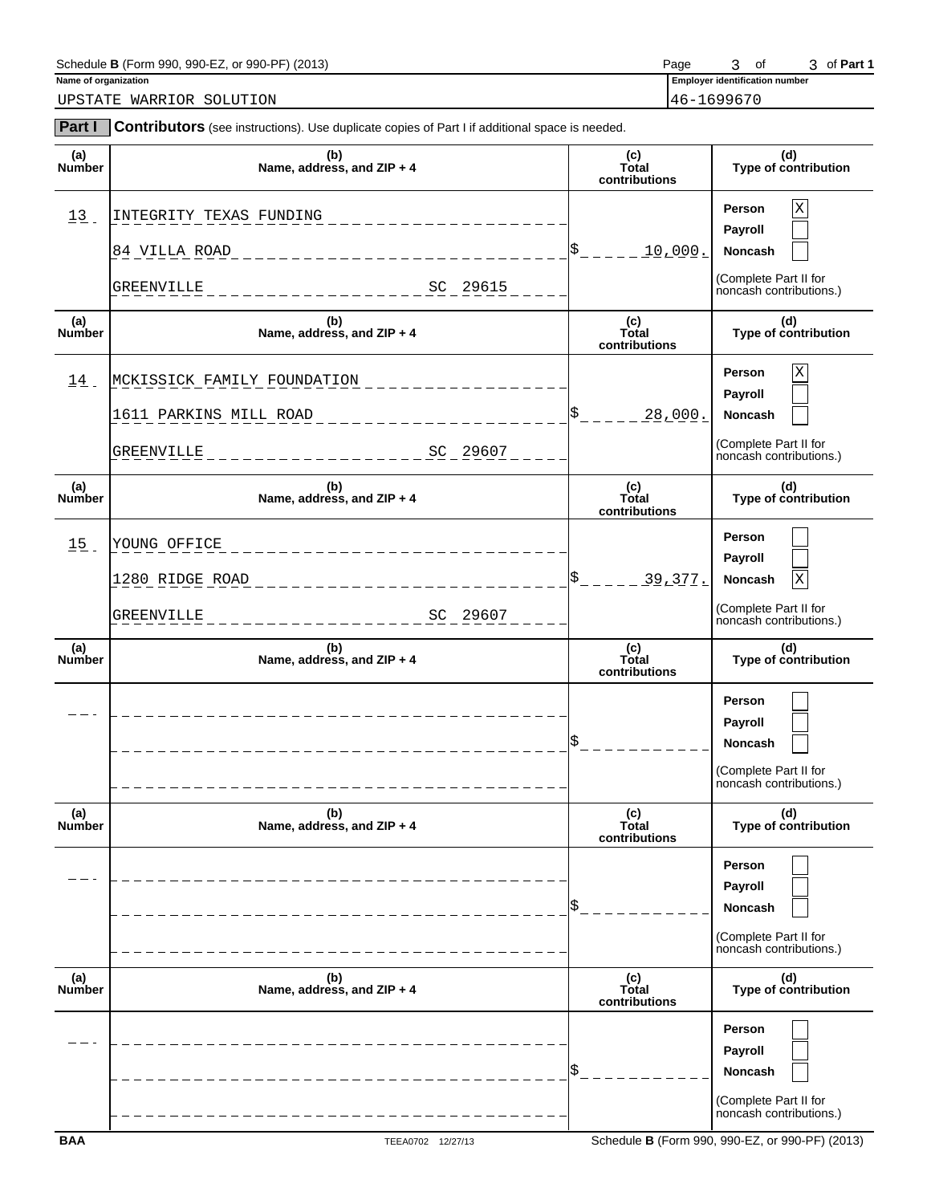Schedule **B** (Form 990, 990-EZ, or 990-PF) (2013) Page 3 of 3 of **Part 1**

**Name of organization**

UPSTATE WARRIOR SOLUTION

**Employer identification number**

46-1699670

**Part I** **Contributors** (see instructions). Use duplicate copies of Part I if additional space is needed.

| (a) Number | (b) Name, address, and ZIP + 4 | (c) Total contributions | (d) Type of contribution |
|---|---|---|---|
| 13 | INTEGRITY TEXAS FUNDING<br>84 VILLA ROAD<br>GREENVILLE SC 29615 | $ 10,000. | Person [X]<br>Payroll [ ]<br>Noncash [ ]<br>(Complete Part II for noncash contributions.) |
| 14 | MCKISSICK FAMILY FOUNDATION<br>1611 PARKINS MILL ROAD<br>GREENVILLE SC 29607 | $ 28,000. | Person [X]<br>Payroll [ ]<br>Noncash [ ]<br>(Complete Part II for noncash contributions.) |
| 15 | YOUNG OFFICE<br>1280 RIDGE ROAD<br>GREENVILLE SC 29607 | $ 39,377. | Person [ ]<br>Payroll [ ]<br>Noncash [X]<br>(Complete Part II for noncash contributions.) |
| | | $ | Person [ ]<br>Payroll [ ]<br>Noncash [ ]<br>(Complete Part II for noncash contributions.) |
| | | $ | Person [ ]<br>Payroll [ ]<br>Noncash [ ]<br>(Complete Part II for noncash contributions.) |
| | | $ | Person [ ]<br>Payroll [ ]<br>Noncash [ ]<br>(Complete Part II for noncash contributions.) |

BAA TEEA0702 12/27/13 Schedule **B** (Form 990, 990-EZ, or 990-PF) (2013)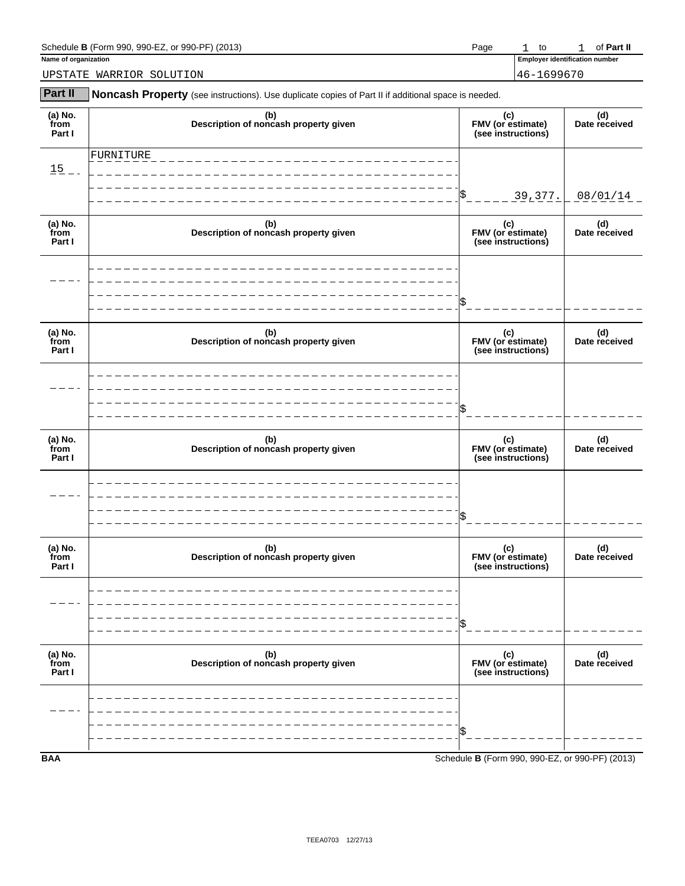Schedule **B** (Form 990, 990-EZ, or 990-PF) (2013) Page 1 to 1 of **Part II**

| Name of organization | Employer identification number |
|---|---|
| UPSTATE WARRIOR SOLUTION | 46-1699670 |

## Part II Noncash Property (see instructions). Use duplicate copies of Part II if additional space is needed.

| (a) No. from Part I | (b) Description of noncash property given | (c) FMV (or estimate) (see instructions) | (d) Date received |
|---|---|---|---|
| 15 | FURNITURE | $ 39,377. | 08/01/14 |
| | | $ | |
| | | $ | |
| | | $ | |
| | | $ | |
| | | $ | |

BAA Schedule **B** (Form 990, 990-EZ, or 990-PF) (2013)

TEEA0703 12/27/13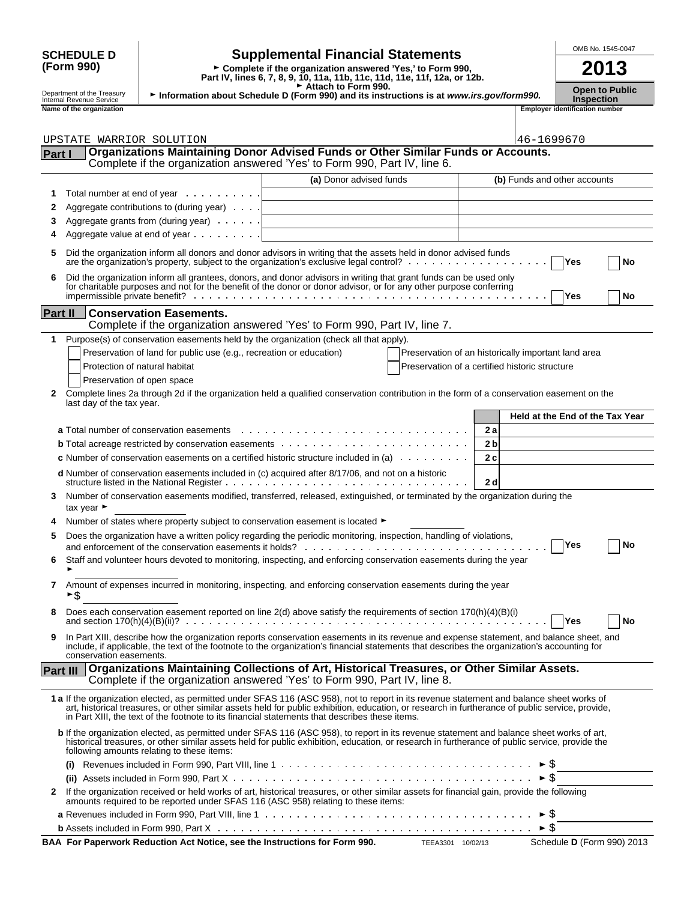**SCHEDULE D (Form 990)**

Department of the Treasury
Internal Revenue Service

# Supplemental Financial Statements

► Complete if the organization answered 'Yes,' to Form 990, Part IV, lines 6, 7, 8, 9, 10, 11a, 11b, 11c, 11d, 11e, 11f, 12a, or 12b.
► Attach to Form 990.
► Information about Schedule D (Form 990) and its instructions is at *www.irs.gov/form990.*

OMB No. 1545-0047

**2013**

**Open to Public Inspection**

**Name of the organization**: UPSTATE WARRIOR SOLUTION

**Employer identification number**: 46-1699670

## Part I Organizations Maintaining Donor Advised Funds or Other Similar Funds or Accounts.

Complete if the organization answered 'Yes' to Form 990, Part IV, line 6.

| | | (a) Donor advised funds | (b) Funds and other accounts |
|---|---|---|---|
| 1 | Total number at end of year | | |
| 2 | Aggregate contributions to (during year) | | |
| 3 | Aggregate grants from (during year) | | |
| 4 | Aggregate value at end of year | | |

5 Did the organization inform all donors and donor advisors in writing that the assets held in donor advised funds are the organization's property, subject to the organization's exclusive legal control? ☐ Yes ☐ No

6 Did the organization inform all grantees, donors, and donor advisors in writing that grant funds can be used only for charitable purposes and not for the benefit of the donor or donor advisor, or for any other purpose conferring impermissible private benefit? ☐ Yes ☐ No

## Part II Conservation Easements.

Complete if the organization answered 'Yes' to Form 990, Part IV, line 7.

1 Purpose(s) of conservation easements held by the organization (check all that apply).

☐ Preservation of land for public use (e.g., recreation or education)
☐ Protection of natural habitat
☐ Preservation of open space
☐ Preservation of an historically important land area
☐ Preservation of a certified historic structure

2 Complete lines 2a through 2d if the organization held a qualified conservation contribution in the form of a conservation easement on the last day of the tax year.

| | | Held at the End of the Tax Year |
|---|---|---|
| **a** Total number of conservation easements | 2a | |
| **b** Total acreage restricted by conservation easements | 2b | |
| **c** Number of conservation easements on a certified historic structure included in (a) | 2c | |
| **d** Number of conservation easements included in (c) acquired after 8/17/06, and not on a historic structure listed in the National Register | 2d | |

3 Number of conservation easements modified, transferred, released, extinguished, or terminated by the organization during the tax year ►

4 Number of states where property subject to conservation easement is located ►

5 Does the organization have a written policy regarding the periodic monitoring, inspection, handling of violations, and enforcement of the conservation easements it holds? ☐ Yes ☐ No

6 Staff and volunteer hours devoted to monitoring, inspecting, and enforcing conservation easements during the year ►

7 Amount of expenses incurred in monitoring, inspecting, and enforcing conservation easements during the year ►$

8 Does each conservation easement reported on line 2(d) above satisfy the requirements of section 170(h)(4)(B)(i) and section 170(h)(4)(B)(ii)? ☐ Yes ☐ No

9 In Part XIII, describe how the organization reports conservation easements in its revenue and expense statement, and balance sheet, and include, if applicable, the text of the footnote to the organization's financial statements that describes the organization's accounting for conservation easements.

## Part III Organizations Maintaining Collections of Art, Historical Treasures, or Other Similar Assets.

Complete if the organization answered 'Yes' to Form 990, Part IV, line 8.

**1 a** If the organization elected, as permitted under SFAS 116 (ASC 958), not to report in its revenue statement and balance sheet works of art, historical treasures, or other similar assets held for public exhibition, education, or research in furtherance of public service, provide, in Part XIII, the text of the footnote to its financial statements that describes these items.

**b** If the organization elected, as permitted under SFAS 116 (ASC 958), to report in its revenue statement and balance sheet works of art, historical treasures, or other similar assets held for public exhibition, education, or research in furtherance of public service, provide the following amounts relating to these items:

(i) Revenues included in Form 990, Part VIII, line 1 ►$

(ii) Assets included in Form 990, Part X ►$

2 If the organization received or held works of art, historical treasures, or other similar assets for financial gain, provide the following amounts required to be reported under SFAS 116 (ASC 958) relating to these items:

**a** Revenues included in Form 990, Part VIII, line 1 ►$

**b** Assets included in Form 990, Part X ►$

**BAA For Paperwork Reduction Act Notice, see the Instructions for Form 990.** TEEA3301 10/02/13 Schedule **D** (Form 990) 2013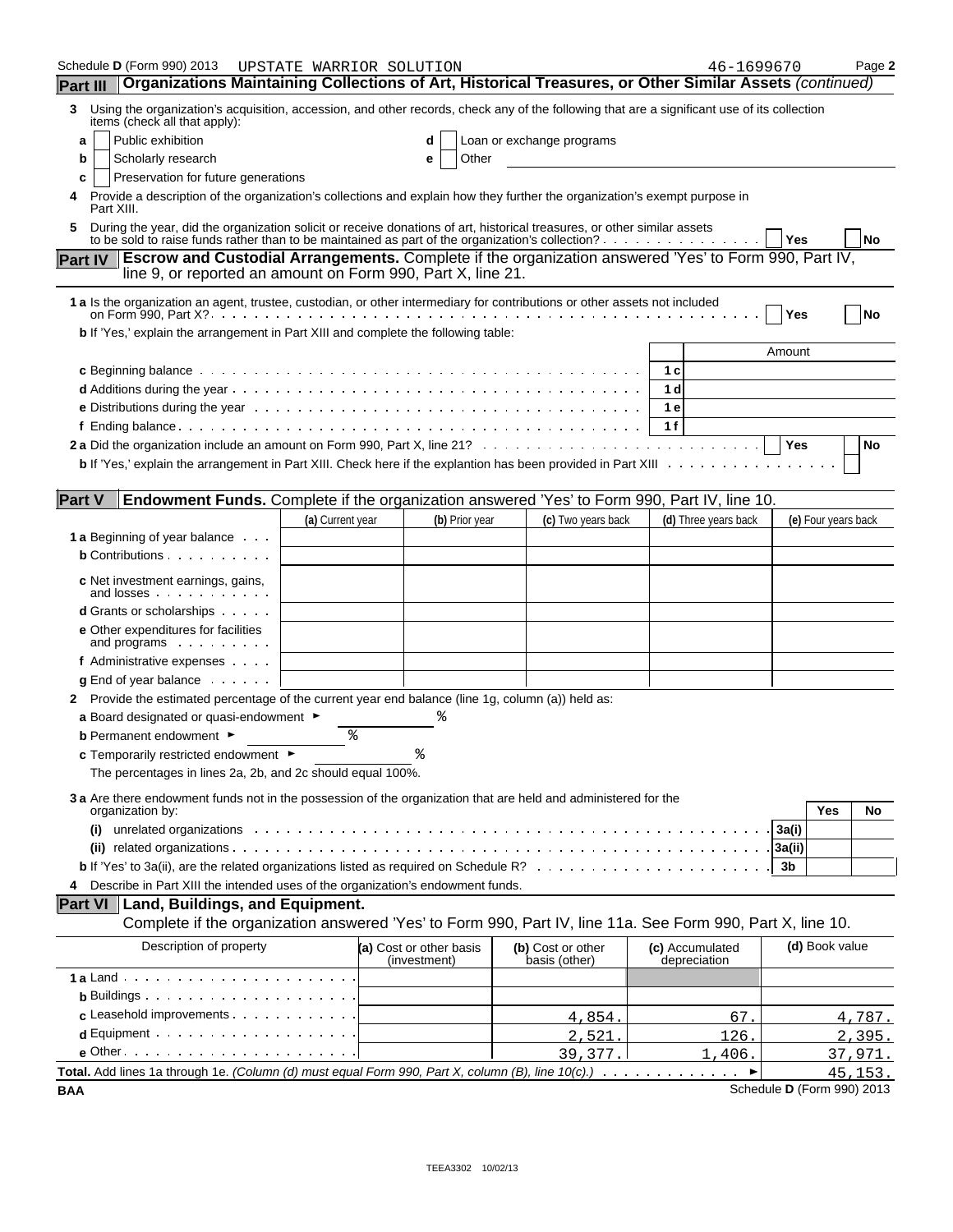Schedule D (Form 990) 2013 UPSTATE WARRIOR SOLUTION 46-1699670

## Part III Organizations Maintaining Collections of Art, Historical Treasures, or Other Similar Assets *(continued)*

**3** Using the organization's acquisition, accession, and other records, check any of the following that are a significant use of its collection items (check all that apply):

- **a** ☐ Public exhibition
- **b** ☐ Scholarly research
- **c** ☐ Preservation for future generations
- **d** ☐ Loan or exchange programs
- **e** ☐ Other

**4** Provide a description of the organization's collections and explain how they further the organization's exempt purpose in Part XIII.

**5** During the year, did the organization solicit or receive donations of art, historical treasures, or other similar assets to be sold to raise funds rather than to be maintained as part of the organization's collection? ☐ Yes ☐ No

## Part IV Escrow and Custodial Arrangements. Complete if the organization answered 'Yes' to Form 990, Part IV, line 9, or reported an amount on Form 990, Part X, line 21.

**1a** Is the organization an agent, trustee, custodian, or other intermediary for contributions or other assets not included on Form 990, Part X? ☐ Yes ☐ No

**b** If 'Yes,' explain the arrangement in Part XIII and complete the following table:

| | | Amount |
|---|---|---|
| **c** Beginning balance | 1c | |
| **d** Additions during the year | 1d | |
| **e** Distributions during the year | 1e | |
| **f** Ending balance | 1f | |

**2a** Did the organization include an amount on Form 990, Part X, line 21? ☐ Yes ☐ No

**b** If 'Yes,' explain the arrangement in Part XIII. Check here if the explanation has been provided in Part XIII ☐

## Part V Endowment Funds. Complete if the organization answered 'Yes' to Form 990, Part IV, line 10.

| | (a) Current year | (b) Prior year | (c) Two years back | (d) Three years back | (e) Four years back |
|---|---|---|---|---|---|
| **1a** Beginning of year balance | | | | | |
| **b** Contributions | | | | | |
| **c** Net investment earnings, gains, and losses | | | | | |
| **d** Grants or scholarships | | | | | |
| **e** Other expenditures for facilities and programs | | | | | |
| **f** Administrative expenses | | | | | |
| **g** End of year balance | | | | | |

**2** Provide the estimated percentage of the current year end balance (line 1g, column (a)) held as:

**a** Board designated or quasi-endowment ► %

**b** Permanent endowment ► %

**c** Temporarily restricted endowment ► %

The percentages in lines 2a, 2b, and 2c should equal 100%.

**3a** Are there endowment funds not in the possession of the organization that are held and administered for the organization by:

| | | Yes | No |
|---|---|---|---|
| **(i)** unrelated organizations | 3a(i) | | |
| **(ii)** related organizations | 3a(ii) | | |
| **b** If 'Yes' to 3a(ii), are the related organizations listed as required on Schedule R? | 3b | | |

**4** Describe in Part XIII the intended uses of the organization's endowment funds.

## Part VI Land, Buildings, and Equipment.

Complete if the organization answered 'Yes' to Form 990, Part IV, line 11a. See Form 990, Part X, line 10.

| Description of property | (a) Cost or other basis (investment) | (b) Cost or other basis (other) | (c) Accumulated depreciation | (d) Book value |
|---|---|---|---|---|
| **1a** Land | | | | |
| **b** Buildings | | | | |
| **c** Leasehold improvements | | 4,854. | 67. | 4,787. |
| **d** Equipment | | 2,521. | 126. | 2,395. |
| **e** Other | | 39,377. | 1,406. | 37,971. |

**Total.** Add lines 1a through 1e. *(Column (d) must equal Form 990, Part X, column (B), line 10(c).)* ► 45,153.

BAA Schedule D (Form 990) 2013

TEEA3302 10/02/13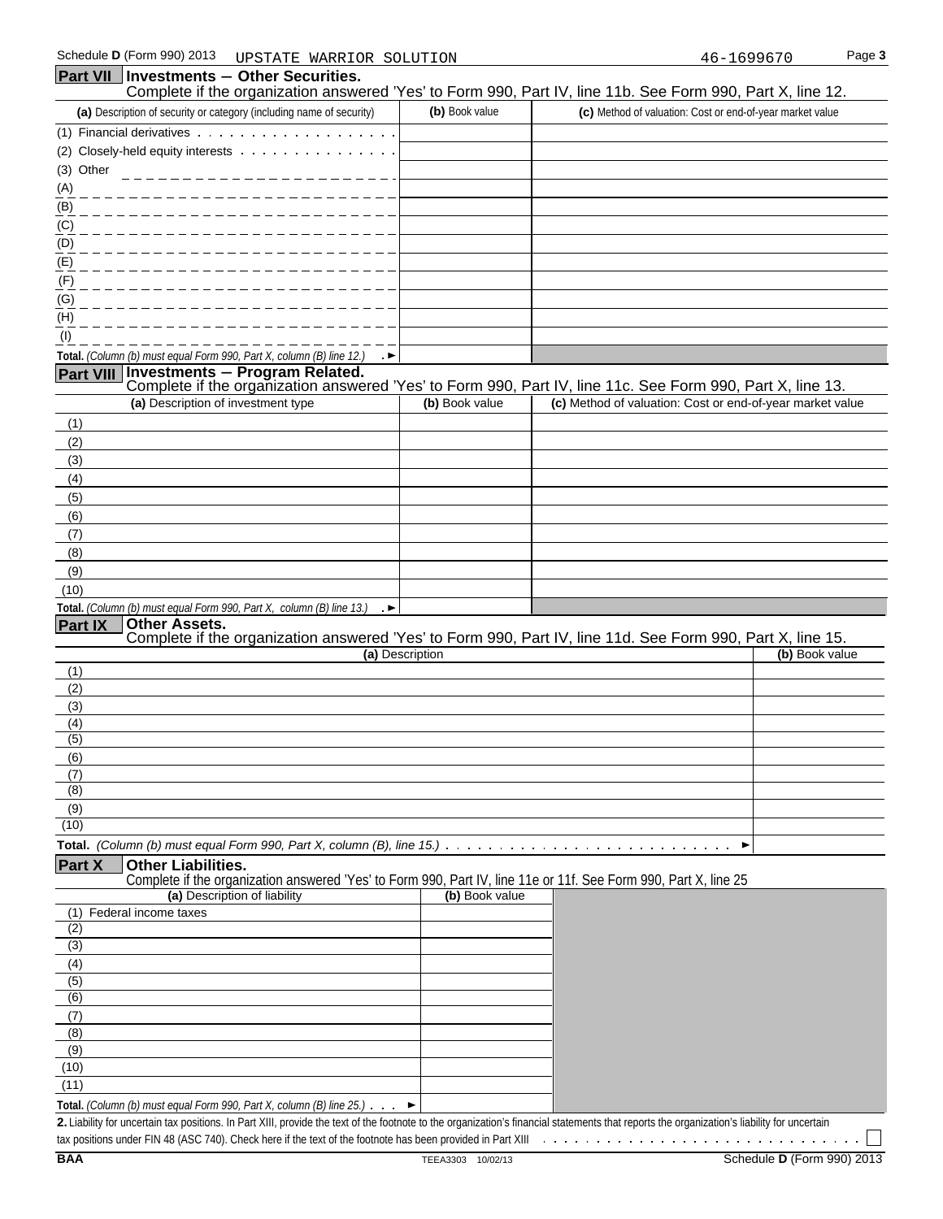Schedule D (Form 990) 2013 UPSTATE WARRIOR SOLUTION 46-1699670 Page 3

## Part VII Investments – Other Securities.

Complete if the organization answered 'Yes' to Form 990, Part IV, line 11b. See Form 990, Part X, line 12.

| (a) Description of security or category (including name of security) | (b) Book value | (c) Method of valuation: Cost or end-of-year market value |
|---|---|---|
| (1) Financial derivatives | | |
| (2) Closely-held equity interests | | |
| (3) Other | | |
| (A) | | |
| (B) | | |
| (C) | | |
| (D) | | |
| (E) | | |
| (F) | | |
| (G) | | |
| (H) | | |
| (I) | | |
| **Total.** *(Column (b) must equal Form 990, Part X, column (B) line 12.)* ► | | |

## Part VIII Investments – Program Related.

Complete if the organization answered 'Yes' to Form 990, Part IV, line 11c. See Form 990, Part X, line 13.

| (a) Description of investment type | (b) Book value | (c) Method of valuation: Cost or end-of-year market value |
|---|---|---|
| (1) | | |
| (2) | | |
| (3) | | |
| (4) | | |
| (5) | | |
| (6) | | |
| (7) | | |
| (8) | | |
| (9) | | |
| (10) | | |
| **Total.** *(Column (b) must equal Form 990, Part X, column (B) line 13.)* ► | | |

## Part IX Other Assets.

Complete if the organization answered 'Yes' to Form 990, Part IV, line 11d. See Form 990, Part X, line 15.

| (a) Description | (b) Book value |
|---|---|
| (1) | |
| (2) | |
| (3) | |
| (4) | |
| (5) | |
| (6) | |
| (7) | |
| (8) | |
| (9) | |
| (10) | |
| **Total.** *(Column (b) must equal Form 990, Part X, column (B), line 15.)* ► | |

## Part X Other Liabilities.

Complete if the organization answered 'Yes' to Form 990, Part IV, line 11e or 11f. See Form 990, Part X, line 25

| (a) Description of liability | (b) Book value |
|---|---|
| (1) Federal income taxes | |
| (2) | |
| (3) | |
| (4) | |
| (5) | |
| (6) | |
| (7) | |
| (8) | |
| (9) | |
| (10) | |
| (11) | |
| **Total.** *(Column (b) must equal Form 990, Part X, column (B) line 25.)* ► | |

**2.** Liability for uncertain tax positions. In Part XIII, provide the text of the footnote to the organization's financial statements that reports the organization's liability for uncertain tax positions under FIN 48 (ASC 740). Check here if the text of the footnote has been provided in Part XIII ☐

BAA TEEA3303 10/02/13 Schedule D (Form 990) 2013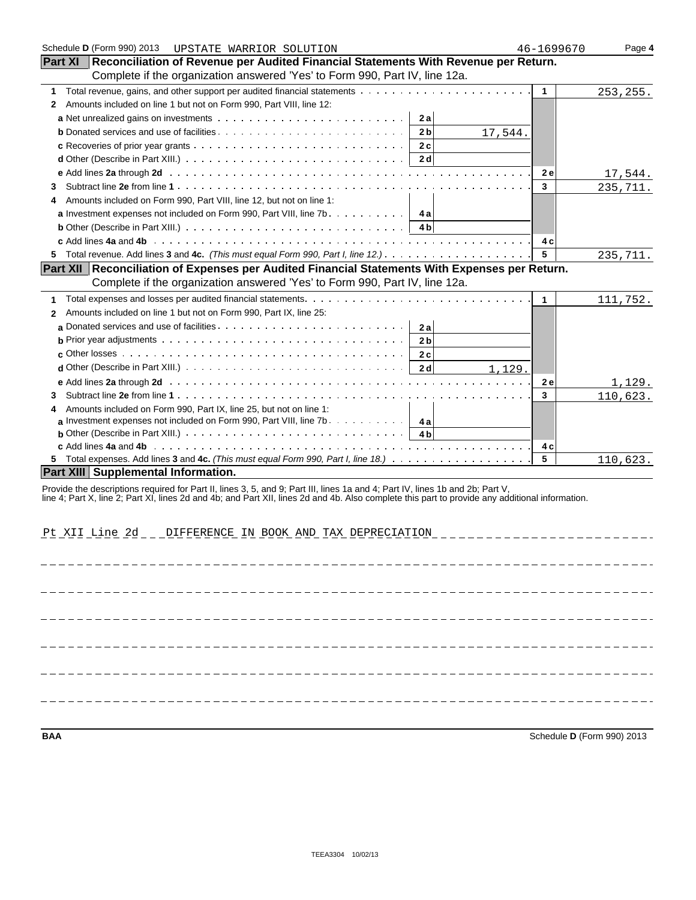Schedule D (Form 990) 2013 UPSTATE WARRIOR SOLUTION 46-1699670 Page 4

## Part XI Reconciliation of Revenue per Audited Financial Statements With Revenue per Return.

Complete if the organization answered 'Yes' to Form 990, Part IV, line 12a.

| | | | | |
|---|---|---|---|---|
| **1** Total revenue, gains, and other support per audited financial statements | | | 1 | 253,255. |
| **2** Amounts included on line 1 but not on Form 990, Part VIII, line 12: | | | | |
| **a** Net unrealized gains on investments | 2a | | | |
| **b** Donated services and use of facilities | 2b | 17,544. | | |
| **c** Recoveries of prior year grants | 2c | | | |
| **d** Other (Describe in Part XIII.) | 2d | | | |
| **e** Add lines **2a** through **2d** | | | 2e | 17,544. |
| **3** Subtract line **2e** from line **1** | | | 3 | 235,711. |
| **4** Amounts included on Form 990, Part VIII, line 12, but not on line 1: | | | | |
| **a** Investment expenses not included on Form 990, Part VIII, line 7b | 4a | | | |
| **b** Other (Describe in Part XIII.) | 4b | | | |
| **c** Add lines **4a** and **4b** | | | 4c | |
| **5** Total revenue. Add lines **3** and **4c.** *(This must equal Form 990, Part I, line 12.)* | | | 5 | 235,711. |

## Part XII Reconciliation of Expenses per Audited Financial Statements With Expenses per Return.

Complete if the organization answered 'Yes' to Form 990, Part IV, line 12a.

| | | | | |
|---|---|---|---|---|
| **1** Total expenses and losses per audited financial statements | | | 1 | 111,752. |
| **2** Amounts included on line 1 but not on Form 990, Part IX, line 25: | | | | |
| **a** Donated services and use of facilities | 2a | | | |
| **b** Prior year adjustments | 2b | | | |
| **c** Other losses | 2c | | | |
| **d** Other (Describe in Part XIII.) | 2d | 1,129. | | |
| **e** Add lines **2a** through **2d** | | | 2e | 1,129. |
| **3** Subtract line **2e** from line **1** | | | 3 | 110,623. |
| **4** Amounts included on Form 990, Part IX, line 25, but not on line 1: | | | | |
| **a** Investment expenses not included on Form 990, Part VIII, line 7b | 4a | | | |
| **b** Other (Describe in Part XIII.) | 4b | | | |
| **c** Add lines **4a** and **4b** | | | 4c | |
| **5** Total expenses. Add lines **3** and **4c.** *(This must equal Form 990, Part I, line 18.)* | | | 5 | 110,623. |

## Part XIII Supplemental Information.

Provide the descriptions required for Part II, lines 3, 5, and 9; Part III, lines 1a and 4; Part IV, lines 1b and 2b; Part V, line 4; Part X, line 2; Part XI, lines 2d and 4b; and Part XII, lines 2d and 4b. Also complete this part to provide any additional information.

Pt XII Line 2d DIFFERENCE IN BOOK AND TAX DEPRECIATION

BAA Schedule D (Form 990) 2013

TEEA3304 10/02/13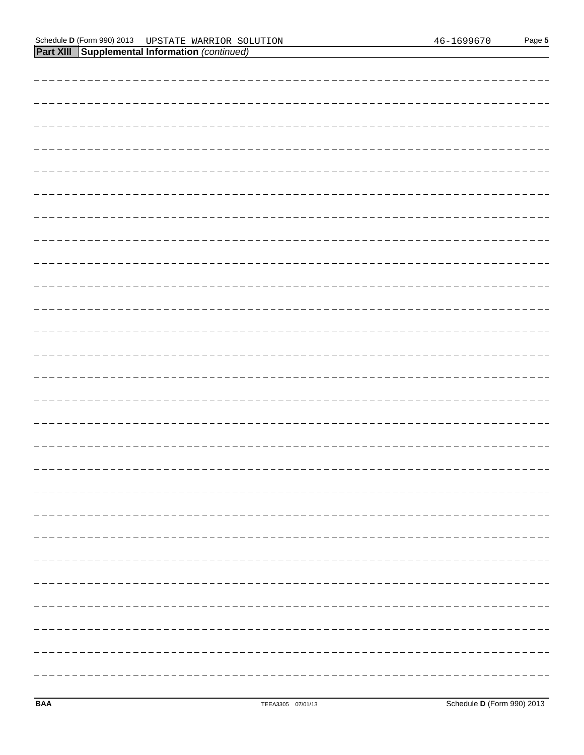Schedule D (Form 990) 2013 UPSTATE WARRIOR SOLUTION 46-1699670

**Part XIII** **Supplemental Information** *(continued)*

BAA TEEA3305 07/01/13 Schedule D (Form 990) 2013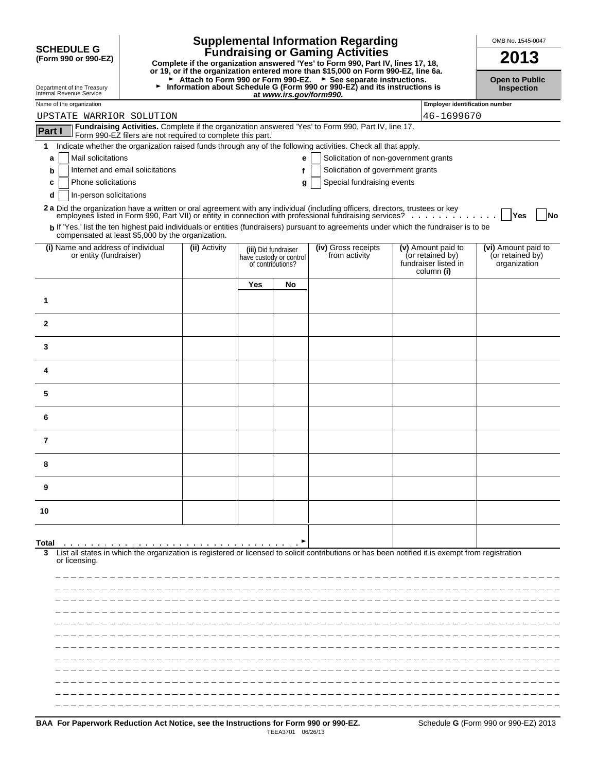**SCHEDULE G**
**(Form 990 or 990-EZ)**

Department of the Treasury
Internal Revenue Service

# Supplemental Information Regarding Fundraising or Gaming Activities

**Complete if the organization answered 'Yes' to Form 990, Part IV, lines 17, 18, or 19, or if the organization entered more than $15,000 on Form 990-EZ, line 6a.**

► **Attach to Form 990 or Form 990-EZ.** ► **See separate instructions.**

► **Information about Schedule G (Form 990 or 990-EZ) and its instructions is at *www.irs.gov/form990.***

OMB No. 1545-0047

**2013**

**Open to Public Inspection**

Name of the organization: UPSTATE WARRIOR SOLUTION

Employer identification number: 46-1699670

**Part I** **Fundraising Activities.** Complete if the organization answered 'Yes' to Form 990, Part IV, line 17. Form 990-EZ filers are not required to complete this part.

**1** Indicate whether the organization raised funds through any of the following activities. Check all that apply.

- **a** ☐ Mail solicitations
- **b** ☐ Internet and email solicitations
- **c** ☐ Phone solicitations
- **d** ☐ In-person solicitations
- **e** ☐ Solicitation of non-government grants
- **f** ☐ Solicitation of government grants
- **g** ☐ Special fundraising events

**2a** Did the organization have a written or oral agreement with any individual (including officers, directors, trustees or key employees listed in Form 990, Part VII) or entity in connection with professional fundraising services? ☐ **Yes** ☐ **No**

**b** If 'Yes,' list the ten highest paid individuals or entities (fundraisers) pursuant to agreements under which the fundraiser is to be compensated at least $5,000 by the organization.

| (i) Name and address of individual or entity (fundraiser) | (ii) Activity | (iii) Did fundraiser have custody or control of contributions? | | (iv) Gross receipts from activity | (v) Amount paid to (or retained by) fundraiser listed in column (i) | (vi) Amount paid to (or retained by) organization |
|---|---|---|---|---|---|---|
| | | Yes | No | | | |
| 1 | | | | | | |
| 2 | | | | | | |
| 3 | | | | | | |
| 4 | | | | | | |
| 5 | | | | | | |
| 6 | | | | | | |
| 7 | | | | | | |
| 8 | | | | | | |
| 9 | | | | | | |
| 10 | | | | | | |
| **Total** ► | | | | | | |

**3** List all states in which the organization is registered or licensed to solicit contributions or has been notified it is exempt from registration or licensing.

**BAA For Paperwork Reduction Act Notice, see the Instructions for Form 990 or 990-EZ.** TEEA3701 06/26/13 Schedule **G** (Form 990 or 990-EZ) 2013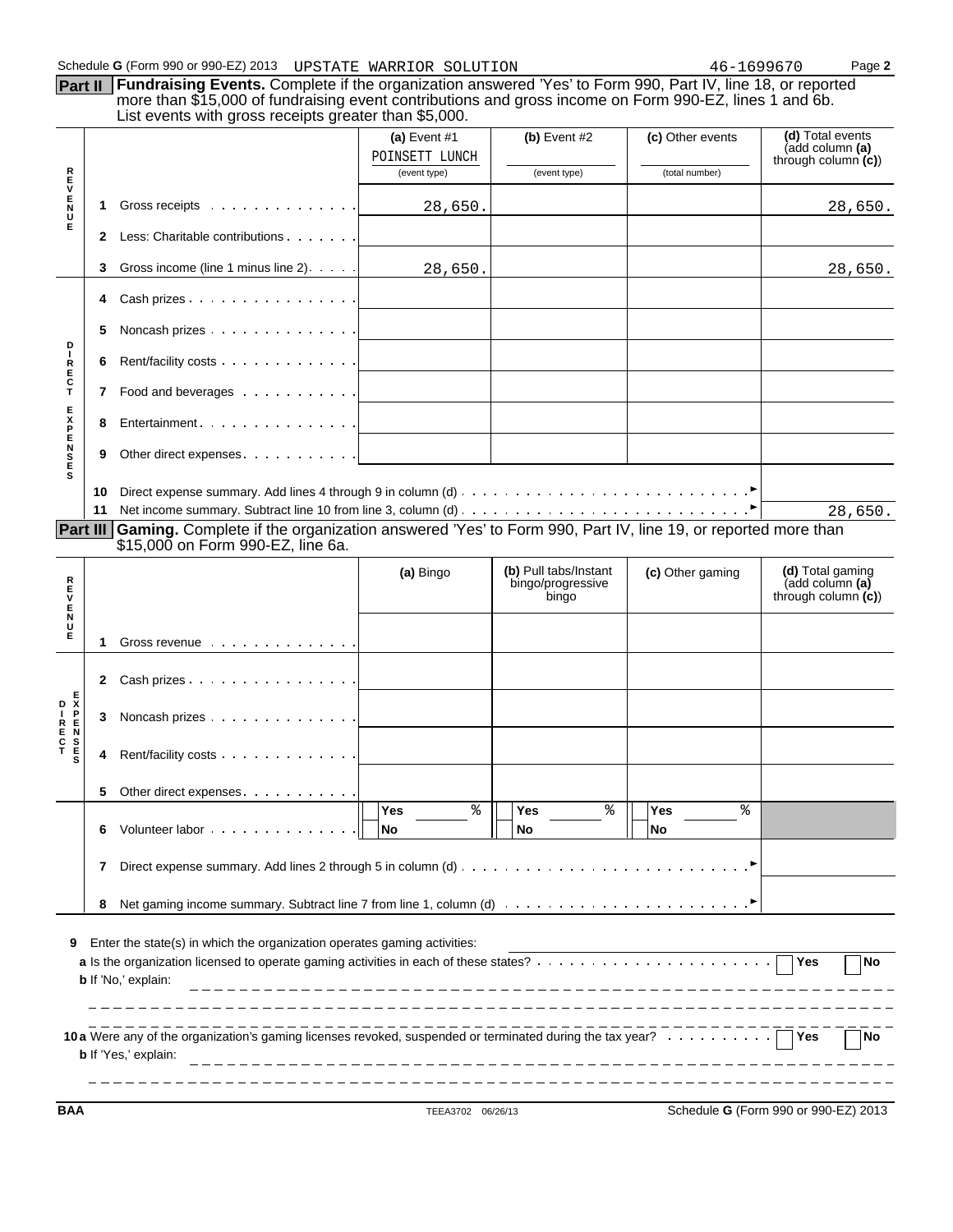Schedule G (Form 990 or 990-EZ) 2013 UPSTATE WARRIOR SOLUTION 46-1699670 Page 2

**Part II** **Fundraising Events.** Complete if the organization answered 'Yes' to Form 990, Part IV, line 18, or reported more than $15,000 of fundraising event contributions and gross income on Form 990-EZ, lines 1 and 6b. List events with gross receipts greater than $5,000.

| | | (a) Event #1 POINSETT LUNCH (event type) | (b) Event #2 (event type) | (c) Other events (total number) | (d) Total events (add column (a) through column (c)) |
|---|---|---|---|---|---|
| REVENUE | 1 Gross receipts | 28,650. | | | 28,650. |
| | 2 Less: Charitable contributions | | | | |
| | 3 Gross income (line 1 minus line 2) | 28,650. | | | 28,650. |
| DIRECT EXPENSES | 4 Cash prizes | | | | |
| | 5 Noncash prizes | | | | |
| | 6 Rent/facility costs | | | | |
| | 7 Food and beverages | | | | |
| | 8 Entertainment | | | | |
| | 9 Other direct expenses | | | | |
| | 10 Direct expense summary. Add lines 4 through 9 in column (d) | | | | |
| | 11 Net income summary. Subtract line 10 from line 3, column (d) | | | | 28,650. |

**Part III** **Gaming.** Complete if the organization answered 'Yes' to Form 990, Part IV, line 19, or reported more than $15,000 on Form 990-EZ, line 6a.

| | | (a) Bingo | (b) Pull tabs/Instant bingo/progressive bingo | (c) Other gaming | (d) Total gaming (add column (a) through column (c)) |
|---|---|---|---|---|---|
| REVENUE | 1 Gross revenue | | | | |
| DIRECT EXPENSES | 2 Cash prizes | | | | |
| | 3 Noncash prizes | | | | |
| | 4 Rent/facility costs | | | | |
| | 5 Other direct expenses | | | | |
| | 6 Volunteer labor | Yes ___ % No | Yes ___ % No | Yes ___ % No | |
| | 7 Direct expense summary. Add lines 2 through 5 in column (d) | | | | |
| | 8 Net gaming income summary. Subtract line 7 from line 1, column (d) | | | | |

**9** Enter the state(s) in which the organization operates gaming activities:

**a** Is the organization licensed to operate gaming activities in each of these states? ☐ Yes ☐ No

**b** If 'No,' explain:

**10a** Were any of the organization's gaming licenses revoked, suspended or terminated during the tax year? ☐ Yes ☐ No

**b** If 'Yes,' explain:

BAA TEEA3702 06/26/13 Schedule G (Form 990 or 990-EZ) 2013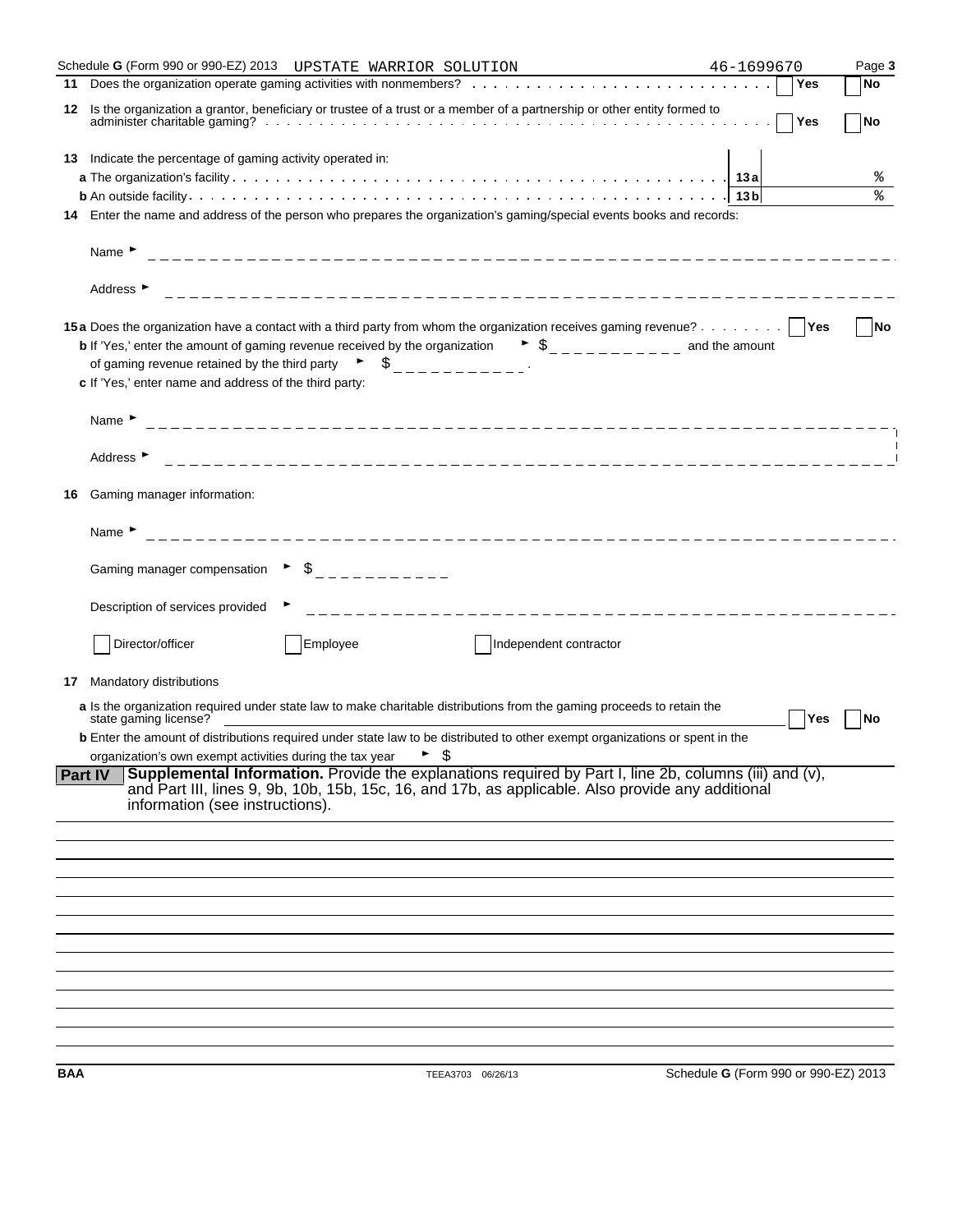Schedule G (Form 990 or 990-EZ) 2013 UPSTATE WARRIOR SOLUTION 46-1699670 Page 3

**11** Does the organization operate gaming activities with nonmembers? ☐ Yes ☐ No

**12** Is the organization a grantor, beneficiary or trustee of a trust or a member of a partnership or other entity formed to administer charitable gaming? ☐ Yes ☐ No

**13** Indicate the percentage of gaming activity operated in:

**a** The organization's facility . . . **13a** %

**b** An outside facility . . . **13b** %

**14** Enter the name and address of the person who prepares the organization's gaming/special events books and records:

Name ►

Address ►

**15a** Does the organization have a contact with a third party from whom the organization receives gaming revenue? ☐ Yes ☐ No

**b** If 'Yes,' enter the amount of gaming revenue received by the organization ► $ and the amount of gaming revenue retained by the third party ► $ .

**c** If 'Yes,' enter name and address of the third party:

Name ►

Address ►

**16** Gaming manager information:

Name ►

Gaming manager compensation ► $

Description of services provided ►

☐ Director/officer ☐ Employee ☐ Independent contractor

**17** Mandatory distributions

**a** Is the organization required under state law to make charitable distributions from the gaming proceeds to retain the state gaming license? ☐ Yes ☐ No

**b** Enter the amount of distributions required under state law to be distributed to other exempt organizations or spent in the organization's own exempt activities during the tax year ► $

**Part IV** **Supplemental Information.** Provide the explanations required by Part I, line 2b, columns (iii) and (v), and Part III, lines 9, 9b, 10b, 15b, 15c, 16, and 17b, as applicable. Also provide any additional information (see instructions).

BAA TEEA3703 06/26/13 Schedule G (Form 990 or 990-EZ) 2013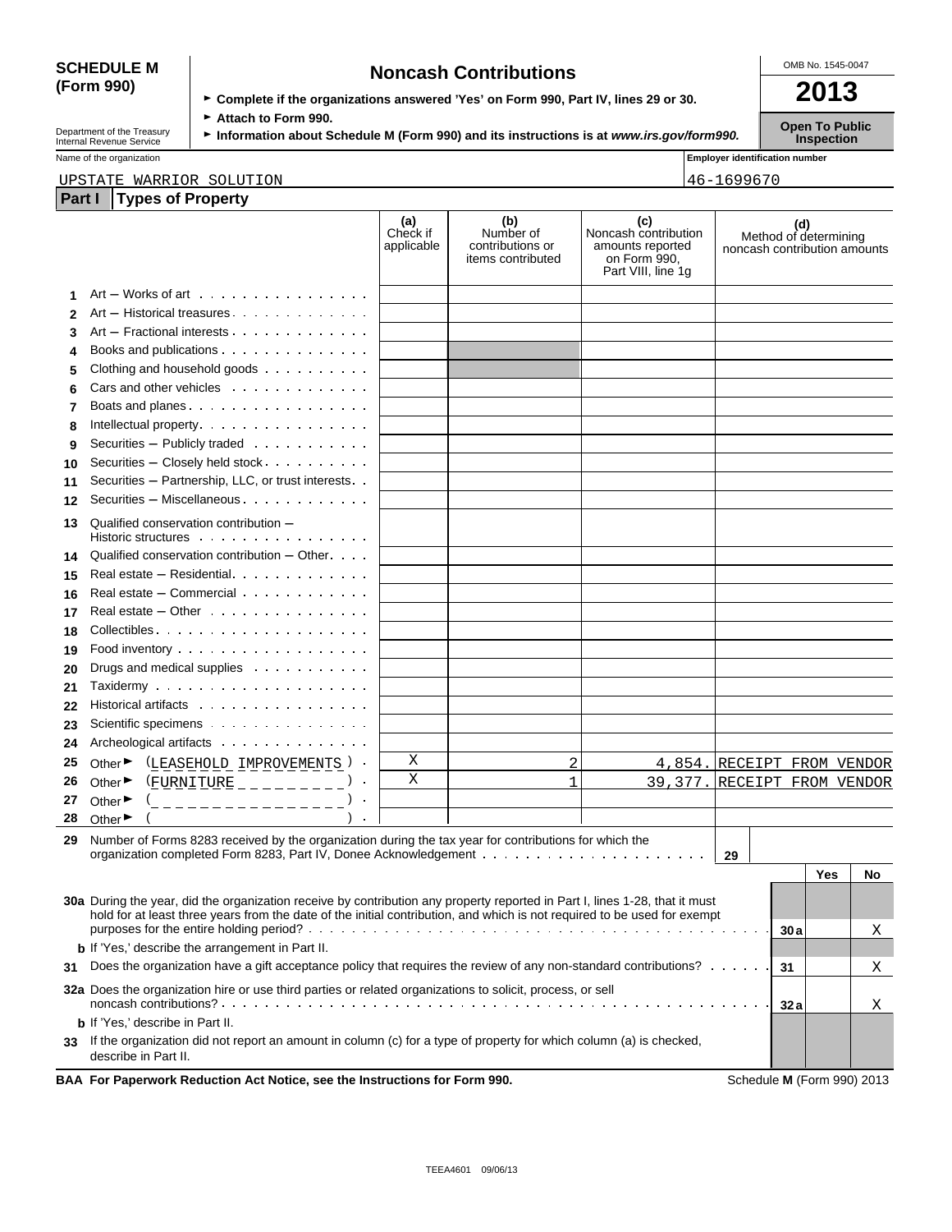**SCHEDULE M (Form 990)**

Department of the Treasury Internal Revenue Service

# Noncash Contributions

► Complete if the organizations answered 'Yes' on Form 990, Part IV, lines 29 or 30.

► Attach to Form 990.

► Information about Schedule M (Form 990) and its instructions is at *www.irs.gov/form990.*

OMB No. 1545-0047

**2013**

**Open To Public Inspection**

Name of the organization: UPSTATE WARRIOR SOLUTION

Employer identification number: 46-1699670

## Part I Types of Property

| | | (a) Check if applicable | (b) Number of contributions or items contributed | (c) Noncash contribution amounts reported on Form 990, Part VIII, line 1g | (d) Method of determining noncash contribution amounts |
|---|---|---|---|---|---|
| 1 | Art – Works of art | | | | |
| 2 | Art – Historical treasures | | | | |
| 3 | Art – Fractional interests | | | | |
| 4 | Books and publications | | | | |
| 5 | Clothing and household goods | | | | |
| 6 | Cars and other vehicles | | | | |
| 7 | Boats and planes | | | | |
| 8 | Intellectual property | | | | |
| 9 | Securities – Publicly traded | | | | |
| 10 | Securities – Closely held stock | | | | |
| 11 | Securities – Partnership, LLC, or trust interests | | | | |
| 12 | Securities – Miscellaneous | | | | |
| 13 | Qualified conservation contribution – Historic structures | | | | |
| 14 | Qualified conservation contribution – Other | | | | |
| 15 | Real estate – Residential | | | | |
| 16 | Real estate – Commercial | | | | |
| 17 | Real estate – Other | | | | |
| 18 | Collectibles | | | | |
| 19 | Food inventory | | | | |
| 20 | Drugs and medical supplies | | | | |
| 21 | Taxidermy | | | | |
| 22 | Historical artifacts | | | | |
| 23 | Scientific specimens | | | | |
| 24 | Archeological artifacts | | | | |
| 25 | Other ► (LEASEHOLD IMPROVEMENTS) | X | 2 | 4,854. | RECEIPT FROM VENDOR |
| 26 | Other ► (FURNITURE) | X | 1 | 39,377. | RECEIPT FROM VENDOR |
| 27 | Other ► ( ) | | | | |
| 28 | Other ► ( ) | | | | |

29 Number of Forms 8283 received by the organization during the tax year for contributions for which the organization completed Form 8283, Part IV, Donee Acknowledgement . . . **29**

| | | | Yes | No |
|---|---|---|---|---|
| **30a** | During the year, did the organization receive by contribution any property reported in Part I, lines 1-28, that it must hold for at least three years from the date of the initial contribution, and which is not required to be used for exempt purposes for the entire holding period? | 30a | | X |
| **b** | If 'Yes,' describe the arrangement in Part II. | | | |
| **31** | Does the organization have a gift acceptance policy that requires the review of any non-standard contributions? | 31 | | X |
| **32a** | Does the organization hire or use third parties or related organizations to solicit, process, or sell noncash contributions? | 32a | | X |
| **b** | If 'Yes,' describe in Part II. | | | |
| **33** | If the organization did not report an amount in column (c) for a type of property for which column (a) is checked, describe in Part II. | | | |

**BAA For Paperwork Reduction Act Notice, see the Instructions for Form 990.** Schedule **M** (Form 990) 2013

TEEA4601 09/06/13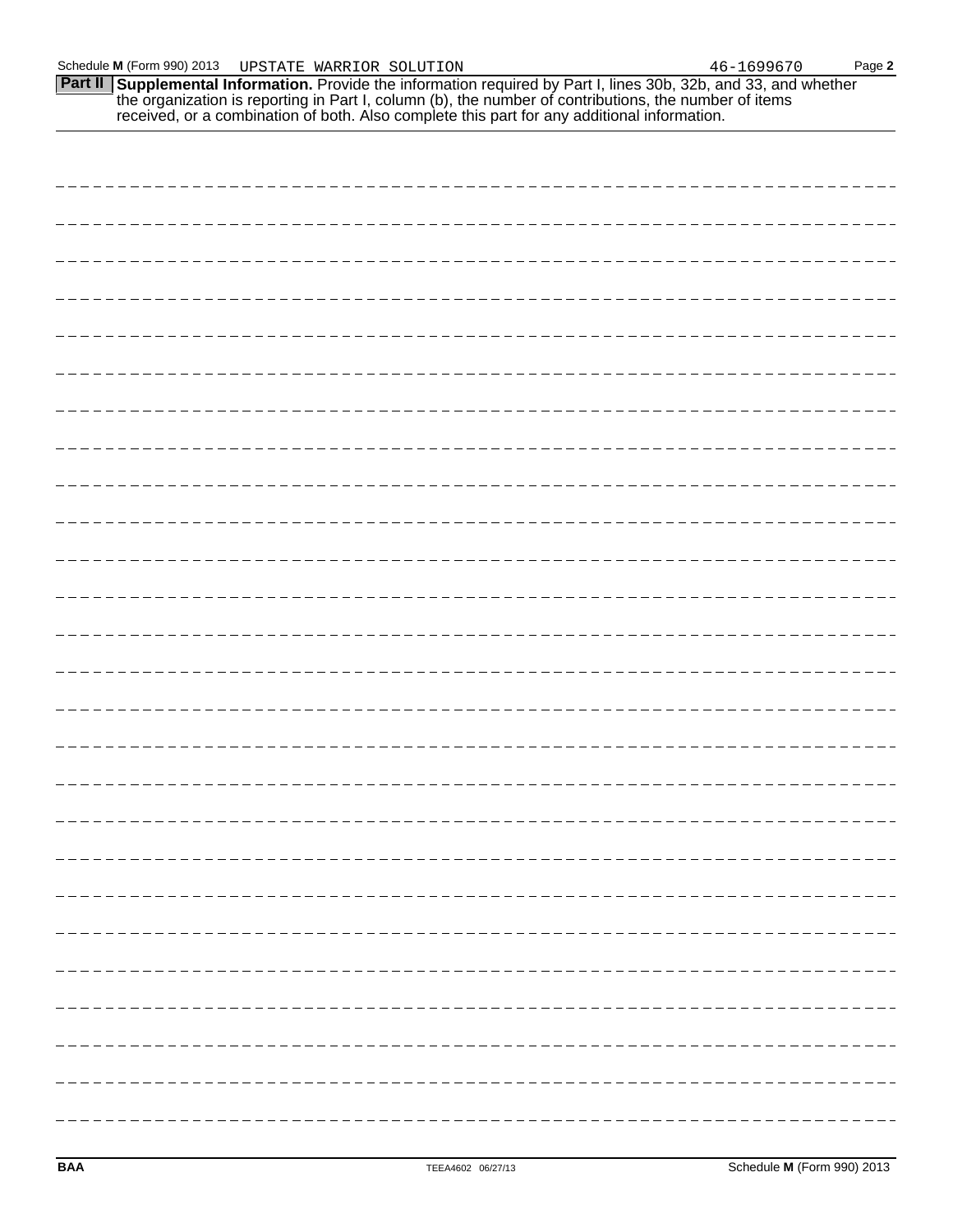Schedule **M** (Form 990) 2013 UPSTATE WARRIOR SOLUTION 46-1699670 Page **2**

**Part II** **Supplemental Information.** Provide the information required by Part I, lines 30b, 32b, and 33, and whether the organization is reporting in Part I, column (b), the number of contributions, the number of items received, or a combination of both. Also complete this part for any additional information.

BAA TEEA4602 06/27/13 Schedule **M** (Form 990) 2013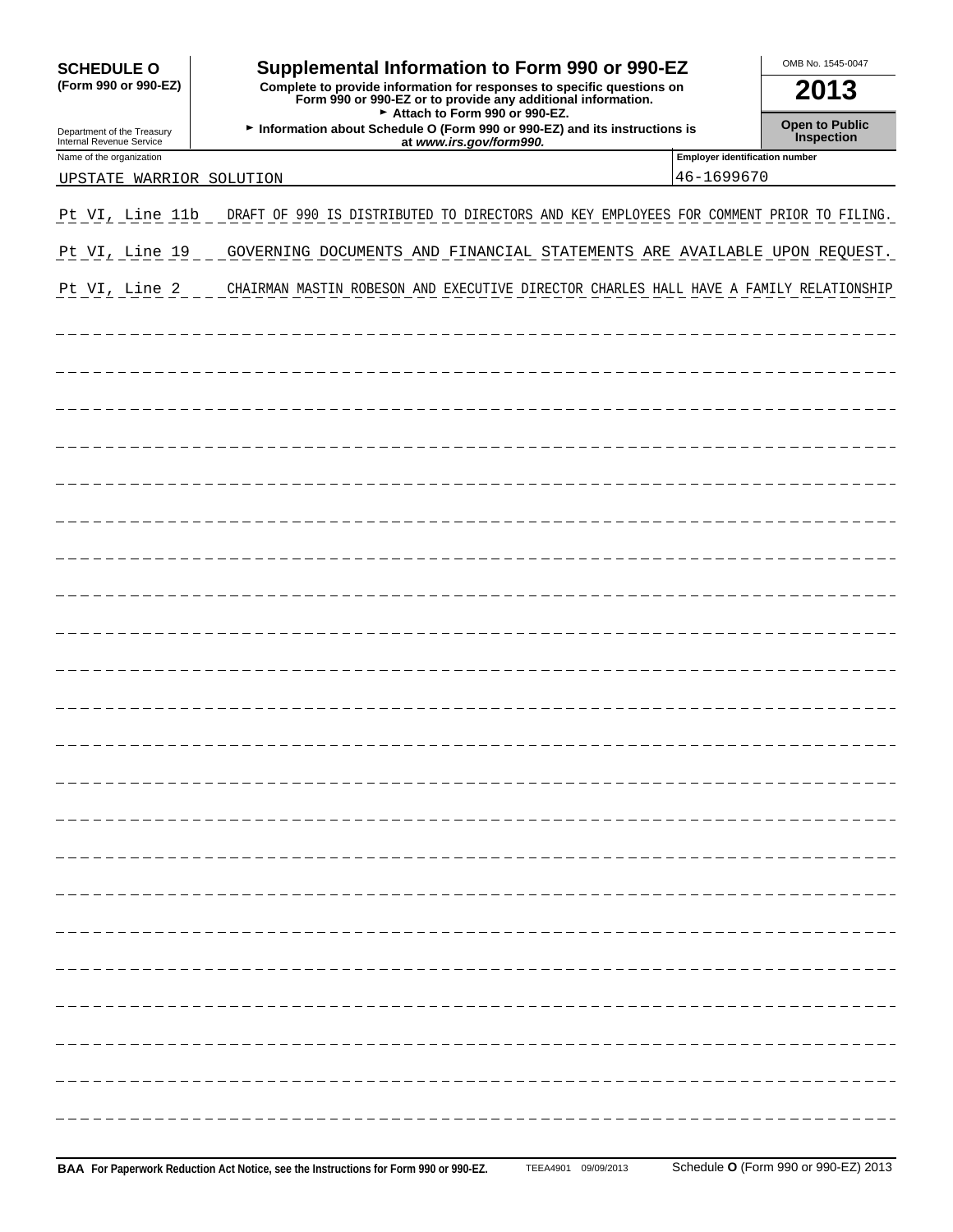# SCHEDULE O (Form 990 or 990-EZ)

## Supplemental Information to Form 990 or 990-EZ

**Complete to provide information for responses to specific questions on Form 990 or 990-EZ or to provide any additional information.**

► Attach to Form 990 or 990-EZ.

► Information about Schedule O (Form 990 or 990-EZ) and its instructions is at *www.irs.gov/form990.*

Department of the Treasury
Internal Revenue Service

OMB No. 1545-0047

**2013**

**Open to Public Inspection**

| Name of the organization | Employer identification number |
|---|---|
| UPSTATE WARRIOR SOLUTION | 46-1699670 |

Pt VI, Line 11b DRAFT OF 990 IS DISTRIBUTED TO DIRECTORS AND KEY EMPLOYEES FOR COMMENT PRIOR TO FILING.

Pt VI, Line 19 GOVERNING DOCUMENTS AND FINANCIAL STATEMENTS ARE AVAILABLE UPON REQUEST.

Pt VI, Line 2 CHAIRMAN MASTIN ROBESON AND EXECUTIVE DIRECTOR CHARLES HALL HAVE A FAMILY RELATIONSHIP

**BAA For Paperwork Reduction Act Notice, see the Instructions for Form 990 or 990-EZ.** TEEA4901 09/09/2013 Schedule **O** (Form 990 or 990-EZ) 2013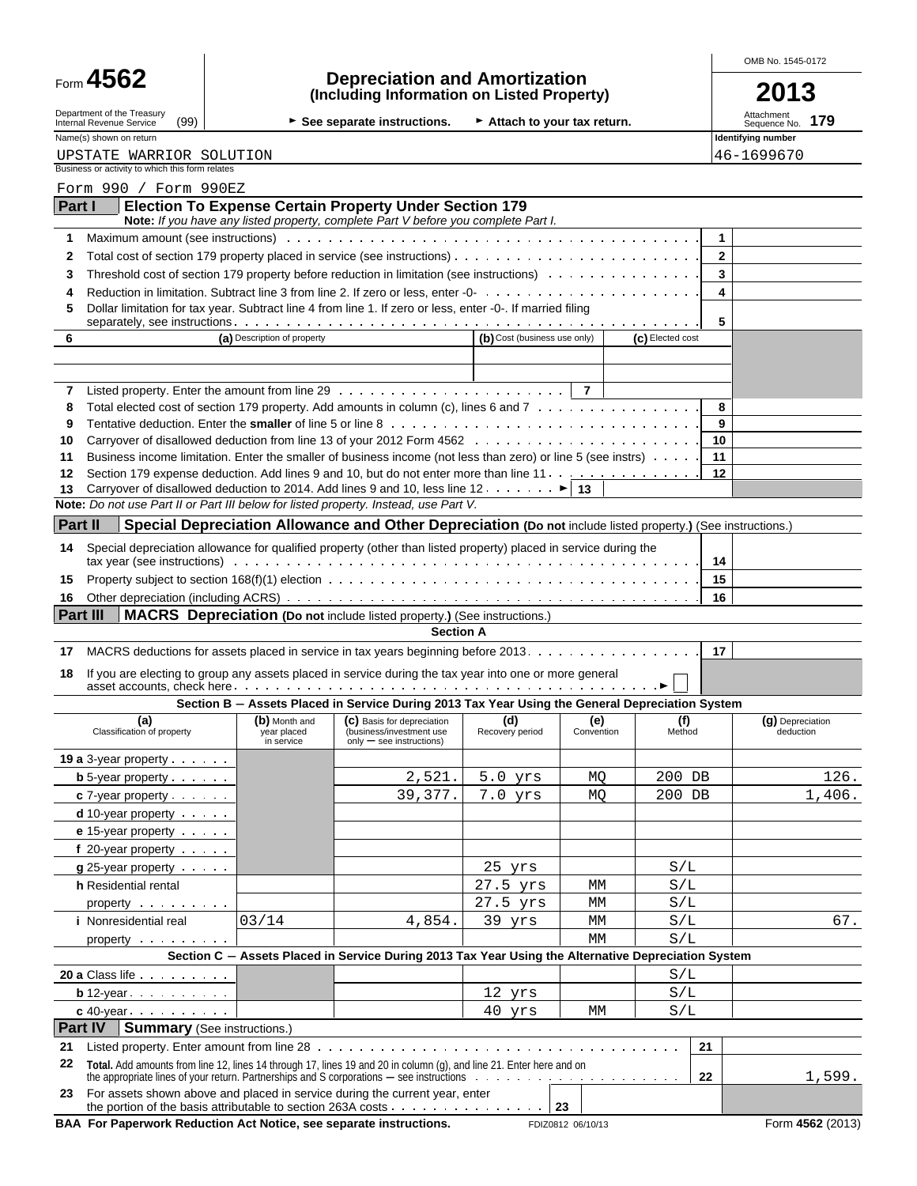Form **4562**

# Depreciation and Amortization
## (Including Information on Listed Property)

OMB No. 1545-0172

**2013**

Department of the Treasury
Internal Revenue Service (99)

► See separate instructions. ► Attach to your tax return.

Attachment Sequence No. **179**

Name(s) shown on return: UPSTATE WARRIOR SOLUTION

Identifying number: 46-1699670

Business or activity to which this form relates: Form 990 / Form 990EZ

## Part I — Election To Expense Certain Property Under Section 179

**Note:** *If you have any listed property, complete Part V before you complete Part I.*

| | | Line | Amount |
|---|---|---|---|
| 1 | Maximum amount (see instructions) | 1 | |
| 2 | Total cost of section 179 property placed in service (see instructions) | 2 | |
| 3 | Threshold cost of section 179 property before reduction in limitation (see instructions) | 3 | |
| 4 | Reduction in limitation. Subtract line 3 from line 2. If zero or less, enter -0- | 4 | |
| 5 | Dollar limitation for tax year. Subtract line 4 from line 1. If zero or less, enter -0-. If married filing separately, see instructions | 5 | |

| 6 | (a) Description of property | (b) Cost (business use only) | (c) Elected cost |
|---|---|---|---|
| | | | |
| | | | |

| | | Line | Amount |
|---|---|---|---|
| 7 | Listed property. Enter the amount from line 29 | 7 | |
| 8 | Total elected cost of section 179 property. Add amounts in column (c), lines 6 and 7 | 8 | |
| 9 | Tentative deduction. Enter the **smaller** of line 5 or line 8 | 9 | |
| 10 | Carryover of disallowed deduction from line 13 of your 2012 Form 4562 | 10 | |
| 11 | Business income limitation. Enter the smaller of business income (not less than zero) or line 5 (see instrs) | 11 | |
| 12 | Section 179 expense deduction. Add lines 9 and 10, but do not enter more than line 11 | 12 | |
| 13 | Carryover of disallowed deduction to 2014. Add lines 9 and 10, less line 12 ► | 13 | |

**Note:** *Do not use Part II or Part III below for listed property. Instead, use Part V.*

## Part II — Special Depreciation Allowance and Other Depreciation (Do not include listed property.) (See instructions.)

| | | Line | Amount |
|---|---|---|---|
| 14 | Special depreciation allowance for qualified property (other than listed property) placed in service during the tax year (see instructions) | 14 | |
| 15 | Property subject to section 168(f)(1) election | 15 | |
| 16 | Other depreciation (including ACRS) | 16 | |

## Part III — MACRS Depreciation (Do not include listed property.) (See instructions.)

### Section A

| | | Line | Amount |
|---|---|---|---|
| 17 | MACRS deductions for assets placed in service in tax years beginning before 2013 | 17 | |
| 18 | If you are electing to group any assets placed in service during the tax year into one or more general asset accounts, check here ► ☐ | | |

### Section B — Assets Placed in Service During 2013 Tax Year Using the General Depreciation System

| (a) Classification of property | (b) Month and year placed in service | (c) Basis for depreciation (business/investment use only — see instructions) | (d) Recovery period | (e) Convention | (f) Method | (g) Depreciation deduction |
|---|---|---|---|---|---|---|
| 19 a 3-year property | | | | | | |
| b 5-year property | | 2,521. | 5.0 yrs | MQ | 200 DB | 126. |
| c 7-year property | | 39,377. | 7.0 yrs | MQ | 200 DB | 1,406. |
| d 10-year property | | | | | | |
| e 15-year property | | | | | | |
| f 20-year property | | | | | | |
| g 25-year property | | | 25 yrs | | S/L | |
| h Residential rental property | | | 27.5 yrs | MM | S/L | |
| | | | 27.5 yrs | MM | S/L | |
| i Nonresidential real property | 03/14 | 4,854. | 39 yrs | MM | S/L | 67. |
| | | | | MM | S/L | |

### Section C — Assets Placed in Service During 2013 Tax Year Using the Alternative Depreciation System

| (a) Classification of property | (b) Month and year placed in service | (c) Basis for depreciation | (d) Recovery period | (e) Convention | (f) Method | (g) Depreciation deduction |
|---|---|---|---|---|---|---|
| 20 a Class life | | | | | S/L | |
| b 12-year | | | 12 yrs | | S/L | |
| c 40-year | | | 40 yrs | MM | S/L | |

## Part IV — Summary (See instructions.)

| | | Line | Amount |
|---|---|---|---|
| 21 | Listed property. Enter amount from line 28 | 21 | |
| 22 | **Total.** Add amounts from line 12, lines 14 through 17, lines 19 and 20 in column (g), and line 21. Enter here and on the appropriate lines of your return. Partnerships and S corporations — see instructions | 22 | 1,599. |
| 23 | For assets shown above and placed in service during the current year, enter the portion of the basis attributable to section 263A costs | 23 | |

**BAA For Paperwork Reduction Act Notice, see separate instructions.** FDIZ0812 06/10/13 Form **4562** (2013)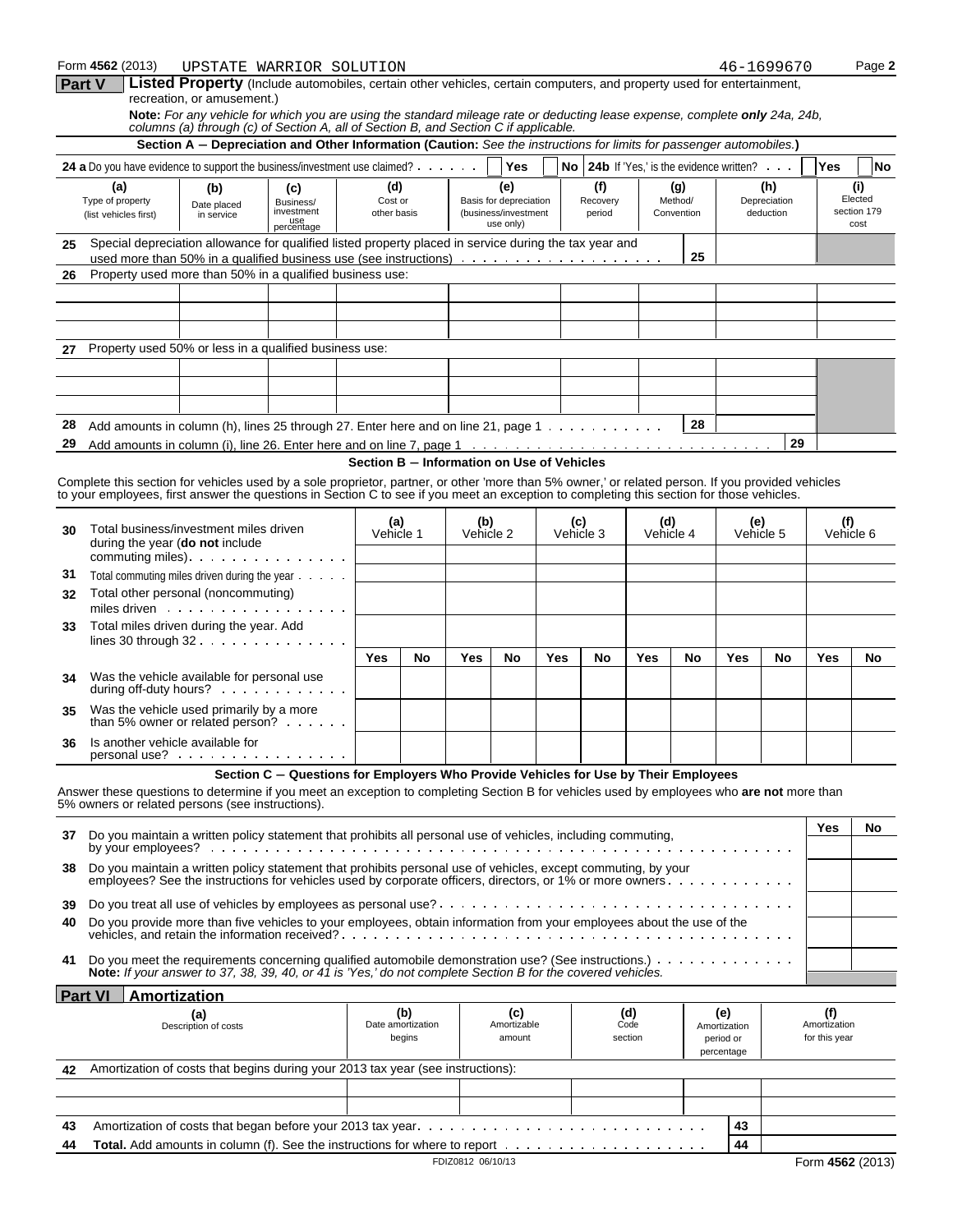Form **4562** (2013) UPSTATE WARRIOR SOLUTION 46-1699670 Page **2**

## Part V Listed Property (Include automobiles, certain other vehicles, certain computers, and property used for entertainment, recreation, or amusement.)

**Note:** *For any vehicle for which you are using the standard mileage rate or deducting lease expense, complete **only** 24a, 24b, columns (a) through (c) of Section A, all of Section B, and Section C if applicable.*

### Section A – Depreciation and Other Information (Caution: *See the instructions for limits for passenger automobiles.*)

**24 a** Do you have evidence to support the business/investment use claimed? ☐ Yes ☐ No **24b** If 'Yes,' is the evidence written? ☐ Yes ☐ No

| (a) Type of property (list vehicles first) | (b) Date placed in service | (c) Business/ investment use percentage | (d) Cost or other basis | (e) Basis for depreciation (business/investment use only) | (f) Recovery period | (g) Method/ Convention | (h) Depreciation deduction | (i) Elected section 179 cost |
|---|---|---|---|---|---|---|---|---|
| **25** Special depreciation allowance for qualified listed property placed in service during the tax year and used more than 50% in a qualified business use (see instructions) | | | | | | 25 | | |
| **26** Property used more than 50% in a qualified business use: | | | | | | | | |
| | | | | | | | | |
| | | | | | | | | |
| | | | | | | | | |
| **27** Property used 50% or less in a qualified business use: | | | | | | | | |
| | | | | | | | | |
| | | | | | | | | |
| | | | | | | | | |
| **28** Add amounts in column (h), lines 25 through 27. Enter here and on line 21, page 1 | | | | | | 28 | | |
| **29** Add amounts in column (i), line 26. Enter here and on line 7, page 1 | | | | | | | 29 | |

### Section B – Information on Use of Vehicles

Complete this section for vehicles used by a sole proprietor, partner, or other 'more than 5% owner,' or related person. If you provided vehicles to your employees, first answer the questions in Section C to see if you meet an exception to completing this section for those vehicles.

| | (a) Vehicle 1 | | (b) Vehicle 2 | | (c) Vehicle 3 | | (d) Vehicle 4 | | (e) Vehicle 5 | | (f) Vehicle 6 | |
|---|---|---|---|---|---|---|---|---|---|---|---|---|
| **30** Total business/investment miles driven during the year (**do not** include commuting miles) | | | | | | | | | | | | |
| **31** Total commuting miles driven during the year | | | | | | | | | | | | |
| **32** Total other personal (noncommuting) miles driven | | | | | | | | | | | | |
| **33** Total miles driven during the year. Add lines 30 through 32 | | | | | | | | | | | | |
| | Yes | No | Yes | No | Yes | No | Yes | No | Yes | No | Yes | No |
| **34** Was the vehicle available for personal use during off-duty hours? | | | | | | | | | | | | |
| **35** Was the vehicle used primarily by a more than 5% owner or related person? | | | | | | | | | | | | |
| **36** Is another vehicle available for personal use? | | | | | | | | | | | | |

### Section C – Questions for Employers Who Provide Vehicles for Use by Their Employees

Answer these questions to determine if you meet an exception to completing Section B for vehicles used by employees who **are not** more than 5% owners or related persons (see instructions).

| | Yes | No |
|---|---|---|
| **37** Do you maintain a written policy statement that prohibits all personal use of vehicles, including commuting, by your employees? | | |
| **38** Do you maintain a written policy statement that prohibits personal use of vehicles, except commuting, by your employees? See the instructions for vehicles used by corporate officers, directors, or 1% or more owners | | |
| **39** Do you treat all use of vehicles by employees as personal use? | | |
| **40** Do you provide more than five vehicles to your employees, obtain information from your employees about the use of the vehicles, and retain the information received? | | |
| **41** Do you meet the requirements concerning qualified automobile demonstration use? (See instructions.) | | |

**Note:** *If your answer to 37, 38, 39, 40, or 41 is 'Yes,' do not complete Section B for the covered vehicles.*

## Part VI Amortization

| (a) Description of costs | (b) Date amortization begins | (c) Amortizable amount | (d) Code section | (e) Amortization period or percentage | (f) Amortization for this year |
|---|---|---|---|---|---|
| **42** Amortization of costs that begins during your 2013 tax year (see instructions): | | | | | |
| | | | | | |
| | | | | | |
| **43** Amortization of costs that began before your 2013 tax year | | | | 43 | |
| **44** **Total.** Add amounts in column (f). See the instructions for where to report | | | | 44 | |

FDIZ0812 06/10/13 Form **4562** (2013)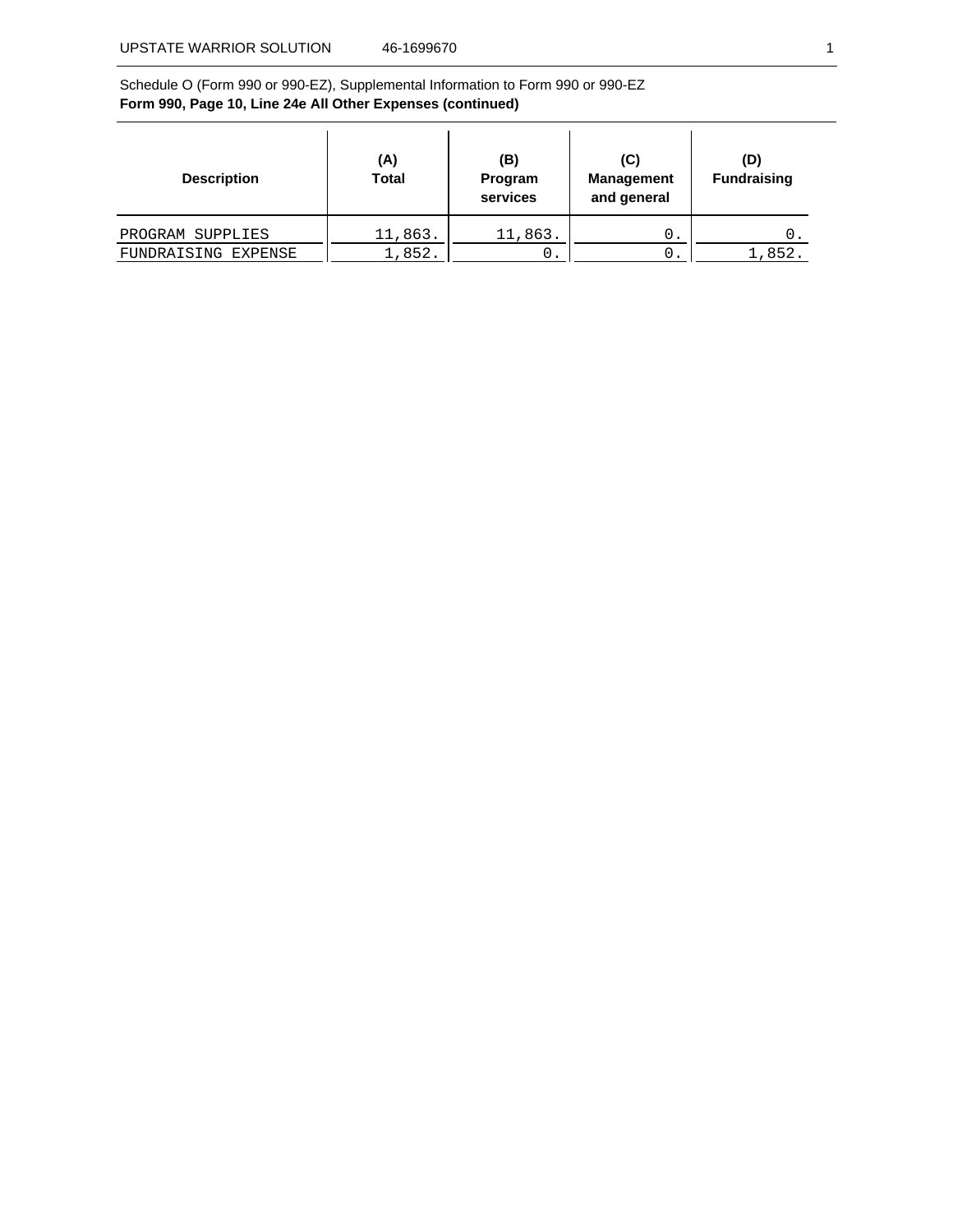Schedule O (Form 990 or 990-EZ), Supplemental Information to Form 990 or 990-EZ

**Form 990, Page 10, Line 24e All Other Expenses (continued)**

| Description | (A) Total | (B) Program services | (C) Management and general | (D) Fundraising |
|---|---|---|---|---|
| PROGRAM SUPPLIES | 11,863. | 11,863. | 0. | 0. |
| FUNDRAISING EXPENSE | 1,852. | 0. | 0. | 1,852. |